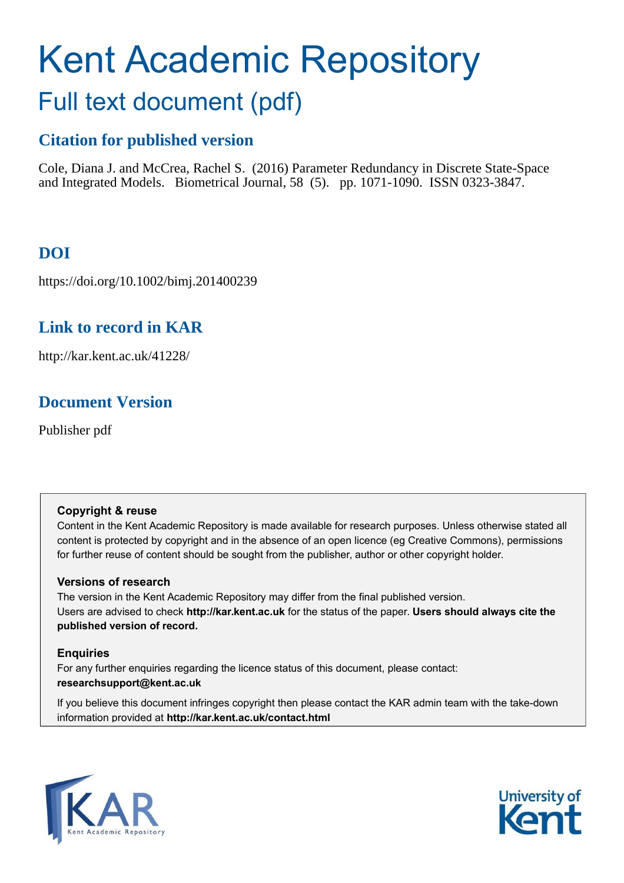# Kent Academic Repository

## Full text document (pdf)

### Citation for published version

Cole, Diana J. and McCrea, Rachel S. (2016) Parameter Redundancy in Discrete State-Space and Integrated Models. Biometrical Journal, 58 (5). pp. 1071-1090. ISSN 0323-3847.

### DOI

https://doi.org/10.1002/bimj.201400239

### Link to record in KAR

http://kar.kent.ac.uk/41228/

### Document Version

Publisher pdf

**Copyright & reuse**

Content in the Kent Academic Repository is made available for research purposes. Unless otherwise stated all content is protected by copyright and in the absence of an open licence (eg Creative Commons), permissions for further reuse of content should be sought from the publisher, author or other copyright holder.

**Versions of research**

The version in the Kent Academic Repository may differ from the final published version. Users are advised to check **http://kar.kent.ac.uk** for the status of the paper. **Users should always cite the published version of record.**

**Enquiries**

For any further enquiries regarding the licence status of this document, please contact: **researchsupport@kent.ac.uk**

If you believe this document infringes copyright then please contact the KAR admin team with the take-down information provided at **http://kar.kent.ac.uk/contact.html**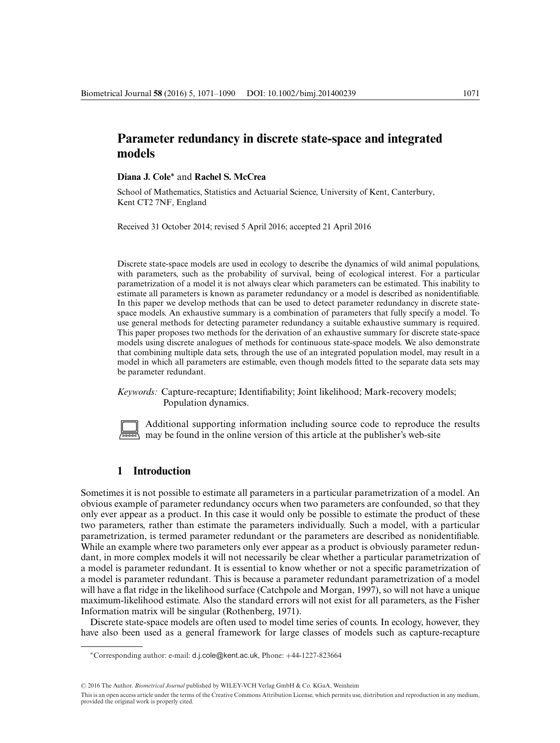# Parameter redundancy in discrete state-space and integrated models

**Diana J. Cole*** and **Rachel S. McCrea**

School of Mathematics, Statistics and Actuarial Science, University of Kent, Canterbury, Kent CT2 7NF, England

Received 31 October 2014; revised 5 April 2016; accepted 21 April 2016

Discrete state-space models are used in ecology to describe the dynamics of wild animal populations, with parameters, such as the probability of survival, being of ecological interest. For a particular parametrization of a model it is not always clear which parameters can be estimated. This inability to estimate all parameters is known as parameter redundancy or a model is described as nonidentifiable. In this paper we develop methods that can be used to detect parameter redundancy in discrete state-space models. An exhaustive summary is a combination of parameters that fully specify a model. To use general methods for detecting parameter redundancy a suitable exhaustive summary is required. This paper proposes two methods for the derivation of an exhaustive summary for discrete state-space models using discrete analogues of methods for continuous state-space models. We also demonstrate that combining multiple data sets, through the use of an integrated population model, may result in a model in which all parameters are estimable, even though models fitted to the separate data sets may be parameter redundant.

*Keywords:* Capture-recapture; Identifiability; Joint likelihood; Mark-recovery models; Population dynamics.

Additional supporting information including source code to reproduce the results may be found in the online version of this article at the publisher's web-site

## 1 Introduction

Sometimes it is not possible to estimate all parameters in a particular parametrization of a model. An obvious example of parameter redundancy occurs when two parameters are confounded, so that they only ever appear as a product. In this case it would only be possible to estimate the product of these two parameters, rather than estimate the parameters individually. Such a model, with a particular parametrization, is termed parameter redundant or the parameters are described as nonidentifiable. While an example where two parameters only ever appear as a product is obviously parameter redundant, in more complex models it will not necessarily be clear whether a particular parametrization of a model is parameter redundant. It is essential to know whether or not a specific parametrization of a model is parameter redundant. This is because a parameter redundant parametrization of a model will have a flat ridge in the likelihood surface (Catchpole and Morgan, 1997), so will not have a unique maximum-likelihood estimate. Also the standard errors will not exist for all parameters, as the Fisher Information matrix will be singular (Rothenberg, 1971).

Discrete state-space models are often used to model time series of counts. In ecology, however, they have also been used as a general framework for large classes of models such as capture-recapture

*Corresponding author: e-mail: d.j.cole@kent.ac.uk, Phone: +44-1227-823664

© 2016 The Author. *Biometrical Journal* published by WILEY-VCH Verlag GmbH & Co. KGaA, Weinheim

This is an open access article under the terms of the Creative Commons Attribution License, which permits use, distribution and reproduction in any medium, provided the original work is properly cited.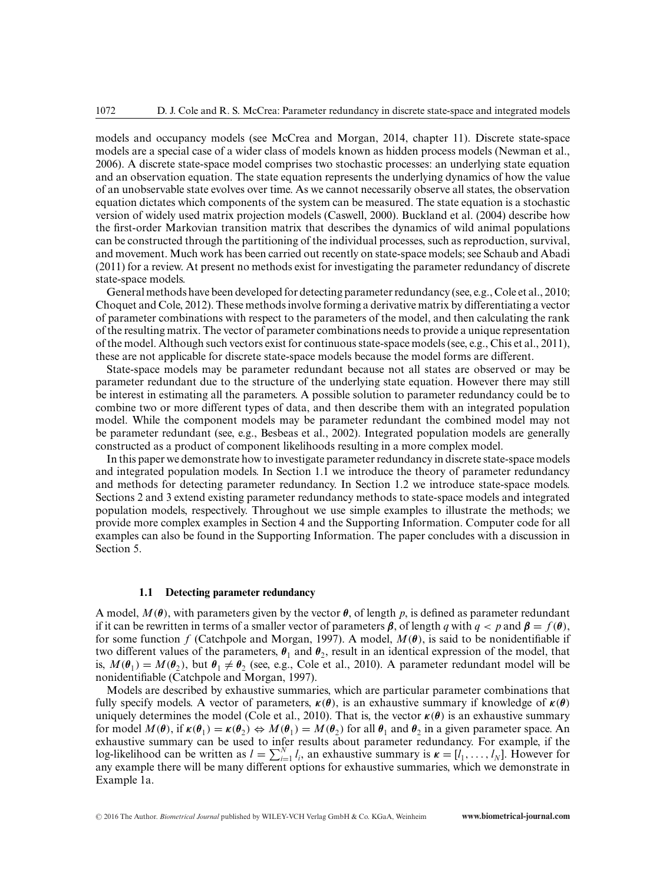models and occupancy models (see McCrea and Morgan, 2014, chapter 11). Discrete state-space models are a special case of a wider class of models known as hidden process models (Newman et al., 2006). A discrete state-space model comprises two stochastic processes: an underlying state equation and an observation equation. The state equation represents the underlying dynamics of how the value of an unobservable state evolves over time. As we cannot necessarily observe all states, the observation equation dictates which components of the system can be measured. The state equation is a stochastic version of widely used matrix projection models (Caswell, 2000). Buckland et al. (2004) describe how the first-order Markovian transition matrix that describes the dynamics of wild animal populations can be constructed through the partitioning of the individual processes, such as reproduction, survival, and movement. Much work has been carried out recently on state-space models; see Schaub and Abadi (2011) for a review. At present no methods exist for investigating the parameter redundancy of discrete state-space models.

General methods have been developed for detecting parameter redundancy (see, e.g., Cole et al., 2010; Choquet and Cole, 2012). These methods involve forming a derivative matrix by differentiating a vector of parameter combinations with respect to the parameters of the model, and then calculating the rank of the resulting matrix. The vector of parameter combinations needs to provide a unique representation of the model. Although such vectors exist for continuous state-space models (see, e.g., Chis et al., 2011), these are not applicable for discrete state-space models because the model forms are different.

State-space models may be parameter redundant because not all states are observed or may be parameter redundant due to the structure of the underlying state equation. However there may still be interest in estimating all the parameters. A possible solution to parameter redundancy could be to combine two or more different types of data, and then describe them with an integrated population model. While the component models may be parameter redundant the combined model may not be parameter redundant (see, e.g., Besbeas et al., 2002). Integrated population models are generally constructed as a product of component likelihoods resulting in a more complex model.

In this paper we demonstrate how to investigate parameter redundancy in discrete state-space models and integrated population models. In Section 1.1 we introduce the theory of parameter redundancy and methods for detecting parameter redundancy. In Section 1.2 we introduce state-space models. Sections 2 and 3 extend existing parameter redundancy methods to state-space models and integrated population models, respectively. Throughout we use simple examples to illustrate the methods; we provide more complex examples in Section 4 and the Supporting Information. Computer code for all examples can also be found in the Supporting Information. The paper concludes with a discussion in Section 5.

### 1.1 Detecting parameter redundancy

A model, $M(\boldsymbol{\theta})$, with parameters given by the vector $\boldsymbol{\theta}$, of length $p$, is defined as parameter redundant if it can be rewritten in terms of a smaller vector of parameters $\boldsymbol{\beta}$, of length $q$ with $q < p$ and $\boldsymbol{\beta} = f(\boldsymbol{\theta})$, for some function $f$ (Catchpole and Morgan, 1997). A model, $M(\boldsymbol{\theta})$, is said to be nonidentifiable if two different values of the parameters, $\boldsymbol{\theta}_1$ and $\boldsymbol{\theta}_2$, result in an identical expression of the model, that is, $M(\boldsymbol{\theta}_1) = M(\boldsymbol{\theta}_2)$, but $\boldsymbol{\theta}_1 \neq \boldsymbol{\theta}_2$ (see, e.g., Cole et al., 2010). A parameter redundant model will be nonidentifiable (Catchpole and Morgan, 1997).

Models are described by exhaustive summaries, which are particular parameter combinations that fully specify models. A vector of parameters, $\boldsymbol{\kappa}(\boldsymbol{\theta})$, is an exhaustive summary if knowledge of $\boldsymbol{\kappa}(\boldsymbol{\theta})$ uniquely determines the model (Cole et al., 2010). That is, the vector $\boldsymbol{\kappa}(\boldsymbol{\theta})$ is an exhaustive summary for model $M(\boldsymbol{\theta})$, if $\boldsymbol{\kappa}(\boldsymbol{\theta}_1) = \boldsymbol{\kappa}(\boldsymbol{\theta}_2) \Leftrightarrow M(\boldsymbol{\theta}_1) = M(\boldsymbol{\theta}_2)$ for all $\boldsymbol{\theta}_1$ and $\boldsymbol{\theta}_2$ in a given parameter space. An exhaustive summary can be used to infer results about parameter redundancy. For example, if the log-likelihood can be written as $l = \sum_{i=1}^{N} l_i$, an exhaustive summary is $\boldsymbol{\kappa} = [l_1, \ldots, l_N]$. However for any example there will be many different options for exhaustive summaries, which we demonstrate in Example 1a.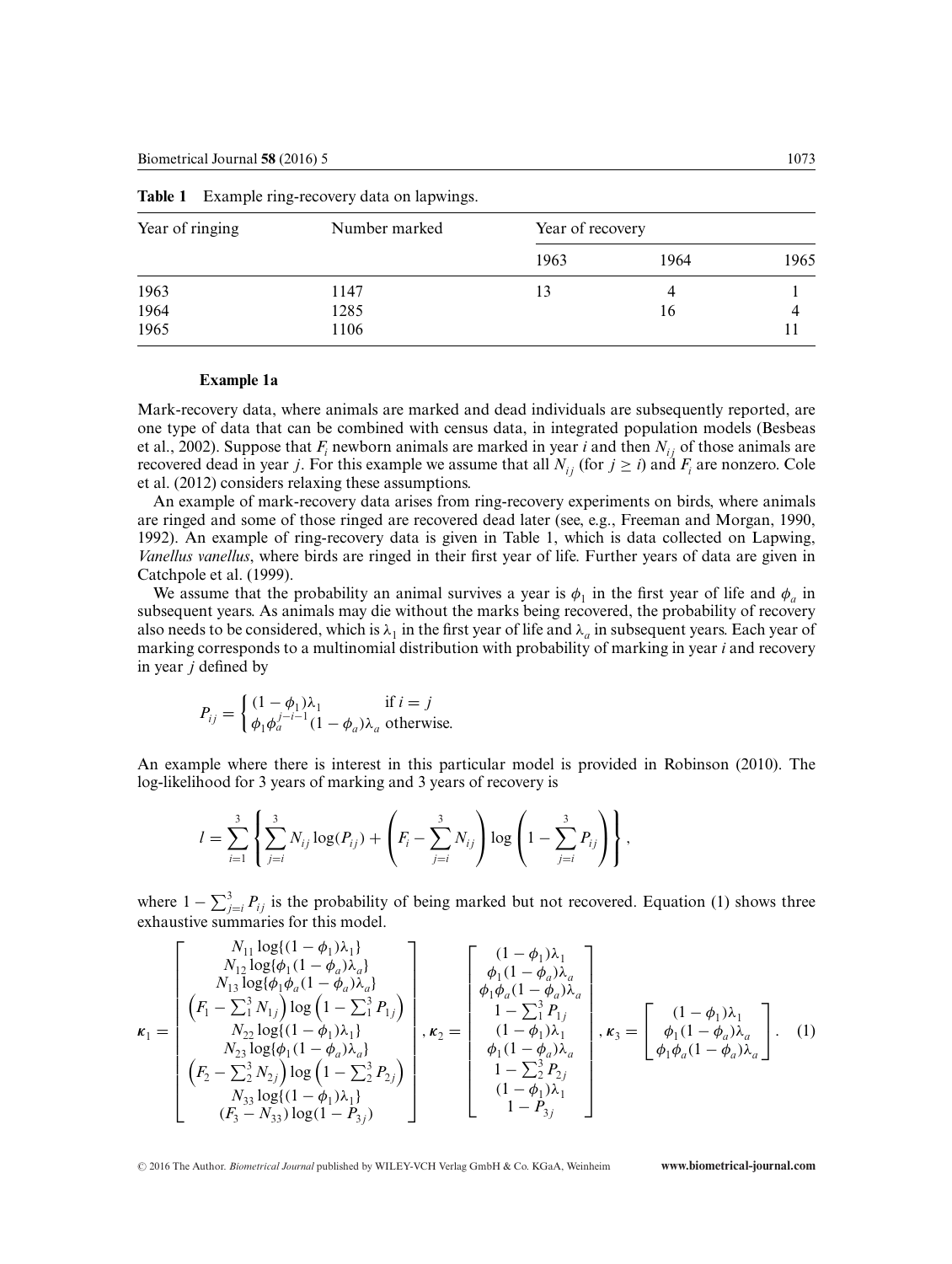**Table 1** Example ring-recovery data on lapwings.

| Year of ringing | Number marked | Year of recovery | | |
|---|---|---|---|---|
| | | 1963 | 1964 | 1965 |
| 1963 | 1147 | 13 | 4 | 1 |
| 1964 | 1285 | | 16 | 4 |
| 1965 | 1106 | | | 11 |

**Example 1a**

Mark-recovery data, where animals are marked and dead individuals are subsequently reported, are one type of data that can be combined with census data, in integrated population models (Besbeas et al., 2002). Suppose that $F_i$ newborn animals are marked in year $i$ and then $N_{ij}$ of those animals are recovered dead in year $j$. For this example we assume that all $N_{ij}$ (for $j \geq i$) and $F_i$ are nonzero. Cole et al. (2012) considers relaxing these assumptions.

An example of mark-recovery data arises from ring-recovery experiments on birds, where animals are ringed and some of those ringed are recovered dead later (see, e.g., Freeman and Morgan, 1990, 1992). An example of ring-recovery data is given in Table 1, which is data collected on Lapwing, *Vanellus vanellus*, where birds are ringed in their first year of life. Further years of data are given in Catchpole et al. (1999).

We assume that the probability an animal survives a year is $\phi_1$ in the first year of life and $\phi_a$ in subsequent years. As animals may die without the marks being recovered, the probability of recovery also needs to be considered, which is $\lambda_1$ in the first year of life and $\lambda_a$ in subsequent years. Each year of marking corresponds to a multinomial distribution with probability of marking in year $i$ and recovery in year $j$ defined by

$$P_{ij} = \begin{cases} (1-\phi_1)\lambda_1 & \text{if } i = j \\ \phi_1\phi_a^{j-i-1}(1-\phi_a)\lambda_a & \text{otherwise.} \end{cases}$$

An example where there is interest in this particular model is provided in Robinson (2010). The log-likelihood for 3 years of marking and 3 years of recovery is

$$l = \sum_{i=1}^{3} \left\{ \sum_{j=i}^{3} N_{ij} \log(P_{ij}) + \left( F_i - \sum_{j=i}^{3} N_{ij} \right) \log \left( 1 - \sum_{j=i}^{3} P_{ij} \right) \right\},$$

where $1 - \sum_{j=i}^{3} P_{ij}$ is the probability of being marked but not recovered. Equation (1) shows three exhaustive summaries for this model.

$$\boldsymbol{\kappa}_1 = \begin{bmatrix} N_{11}\log\{(1-\phi_1)\lambda_1\} \\ N_{12}\log\{\phi_1(1-\phi_a)\lambda_a\} \\ N_{13}\log\{\phi_1\phi_a(1-\phi_a)\lambda_a\} \\ \left(F_1 - \sum_1^3 N_{1j}\right)\log\left(1 - \sum_1^3 P_{1j}\right) \\ N_{22}\log\{(1-\phi_1)\lambda_1\} \\ N_{23}\log\{\phi_1(1-\phi_a)\lambda_a\} \\ \left(F_2 - \sum_2^3 N_{2j}\right)\log\left(1 - \sum_2^3 P_{2j}\right) \\ N_{33}\log\{(1-\phi_1)\lambda_1\} \\ (F_3 - N_{33})\log(1 - P_{3j}) \end{bmatrix}, \boldsymbol{\kappa}_2 = \begin{bmatrix} (1-\phi_1)\lambda_1 \\ \phi_1(1-\phi_a)\lambda_a \\ \phi_1\phi_a(1-\phi_a)\lambda_a \\ 1 - \sum_1^3 P_{1j} \\ (1-\phi_1)\lambda_1 \\ \phi_1(1-\phi_a)\lambda_a \\ 1 - \sum_2^3 P_{2j} \\ (1-\phi_1)\lambda_1 \\ 1 - P_{3j} \end{bmatrix}, \boldsymbol{\kappa}_3 = \begin{bmatrix} (1-\phi_1)\lambda_1 \\ \phi_1(1-\phi_a)\lambda_a \\ \phi_1\phi_a(1-\phi_a)\lambda_a \end{bmatrix}. \quad (1)$$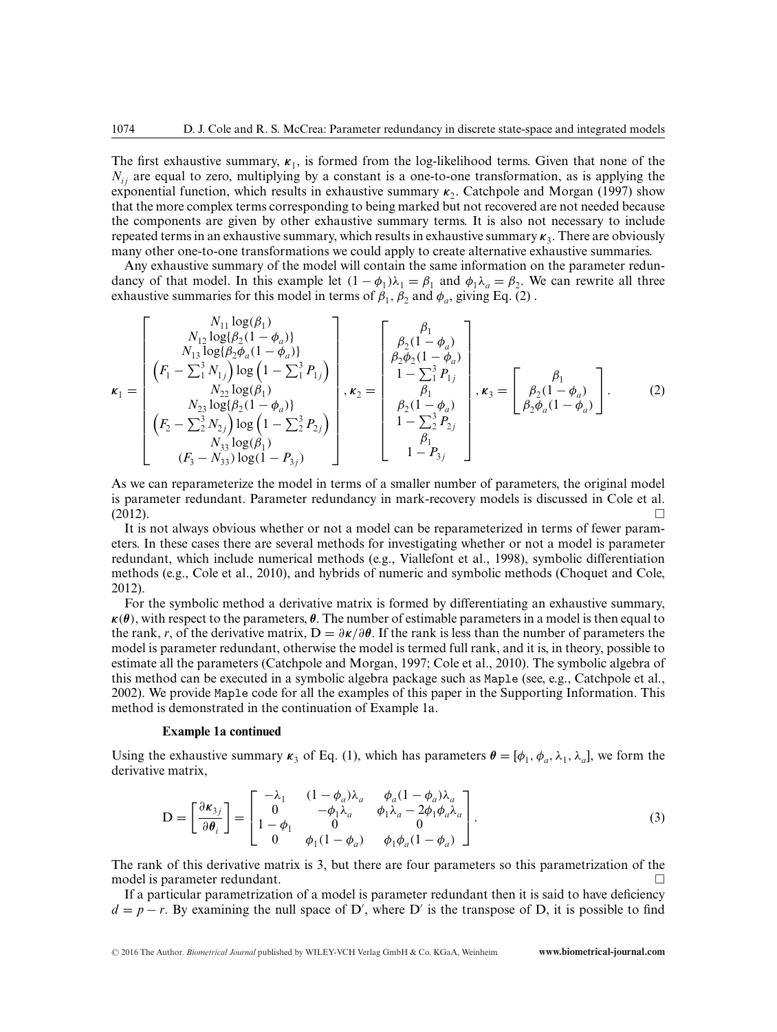The first exhaustive summary, $\boldsymbol{\kappa}_1$, is formed from the log-likelihood terms. Given that none of the $N_{ij}$ are equal to zero, multiplying by a constant is a one-to-one transformation, as is applying the exponential function, which results in exhaustive summary $\boldsymbol{\kappa}_2$. Catchpole and Morgan (1997) show that the more complex terms corresponding to being marked but not recovered are not needed because the components are given by other exhaustive summary terms. It is also not necessary to include repeated terms in an exhaustive summary, which results in exhaustive summary $\boldsymbol{\kappa}_3$. There are obviously many other one-to-one transformations we could apply to create alternative exhaustive summaries.

Any exhaustive summary of the model will contain the same information on the parameter redundancy of that model. In this example let $(1-\phi_1)\lambda_1 = \beta_1$ and $\phi_1\lambda_a = \beta_2$. We can rewrite all three exhaustive summaries for this model in terms of $\beta_1$, $\beta_2$ and $\phi_a$, giving Eq. (2) .

$$
\boldsymbol{\kappa}_1 = \begin{bmatrix} N_{11}\log(\beta_1) \\ N_{12}\log\{\beta_2(1-\phi_a)\} \\ N_{13}\log\{\beta_2\phi_a(1-\phi_a)\} \\ \left(F_1 - \sum_1^3 N_{1j}\right)\log\left(1-\sum_1^3 P_{1j}\right) \\ N_{22}\log(\beta_1) \\ N_{23}\log\{\beta_2(1-\phi_a)\} \\ \left(F_2 - \sum_2^3 N_{2j}\right)\log\left(1-\sum_2^3 P_{2j}\right) \\ N_{33}\log(\beta_1) \\ (F_3 - N_{33})\log(1-P_{3j}) \end{bmatrix}, \boldsymbol{\kappa}_2 = \begin{bmatrix} \beta_1 \\ \beta_2(1-\phi_a) \\ \beta_2\phi_2(1-\phi_a) \\ 1-\sum_1^3 P_{1j} \\ \beta_1 \\ \beta_2(1-\phi_a) \\ 1-\sum_2^3 P_{2j} \\ \beta_1 \\ 1-P_{3j} \end{bmatrix}, \boldsymbol{\kappa}_3 = \begin{bmatrix} \beta_1 \\ \beta_2(1-\phi_a) \\ \beta_2\phi_a(1-\phi_a) \end{bmatrix}. \tag{2}
$$

As we can reparameterize the model in terms of a smaller number of parameters, the original model is parameter redundant. Parameter redundancy in mark-recovery models is discussed in Cole et al. (2012). □

It is not always obvious whether or not a model can be reparameterized in terms of fewer parameters. In these cases there are several methods for investigating whether or not a model is parameter redundant, which include numerical methods (e.g., Viallefont et al., 1998), symbolic differentiation methods (e.g., Cole et al., 2010), and hybrids of numeric and symbolic methods (Choquet and Cole, 2012).

For the symbolic method a derivative matrix is formed by differentiating an exhaustive summary, $\boldsymbol{\kappa}(\boldsymbol{\theta})$, with respect to the parameters, $\boldsymbol{\theta}$. The number of estimable parameters in a model is then equal to the rank, $r$, of the derivative matrix, $\mathrm{D} = \partial\boldsymbol{\kappa}/\partial\boldsymbol{\theta}$. If the rank is less than the number of parameters the model is parameter redundant, otherwise the model is termed full rank, and it is, in theory, possible to estimate all the parameters (Catchpole and Morgan, 1997; Cole et al., 2010). The symbolic algebra of this method can be executed in a symbolic algebra package such as `Maple` (see, e.g., Catchpole et al., 2002). We provide `Maple` code for all the examples of this paper in the Supporting Information. This method is demonstrated in the continuation of Example 1a.

**Example 1a continued**

Using the exhaustive summary $\boldsymbol{\kappa}_3$ of Eq. (1), which has parameters $\boldsymbol{\theta} = [\phi_1, \phi_a, \lambda_1, \lambda_a]$, we form the derivative matrix,

$$
\mathrm{D} = \left[\frac{\partial \boldsymbol{\kappa}_{3j}}{\partial \boldsymbol{\theta}_i}\right] = \begin{bmatrix} -\lambda_1 & (1-\phi_a)\lambda_a & \phi_a(1-\phi_a)\lambda_a \\ 0 & -\phi_1\lambda_a & \phi_1\lambda_a - 2\phi_1\phi_a\lambda_a \\ 1-\phi_1 & 0 & 0 \\ 0 & \phi_1(1-\phi_a) & \phi_1\phi_a(1-\phi_a) \end{bmatrix}. \tag{3}
$$

The rank of this derivative matrix is 3, but there are four parameters so this parametrization of the model is parameter redundant. □

If a particular parametrization of a model is parameter redundant then it is said to have deficiency $d = p - r$. By examining the null space of $\mathrm{D}'$, where $\mathrm{D}'$ is the transpose of D, it is possible to find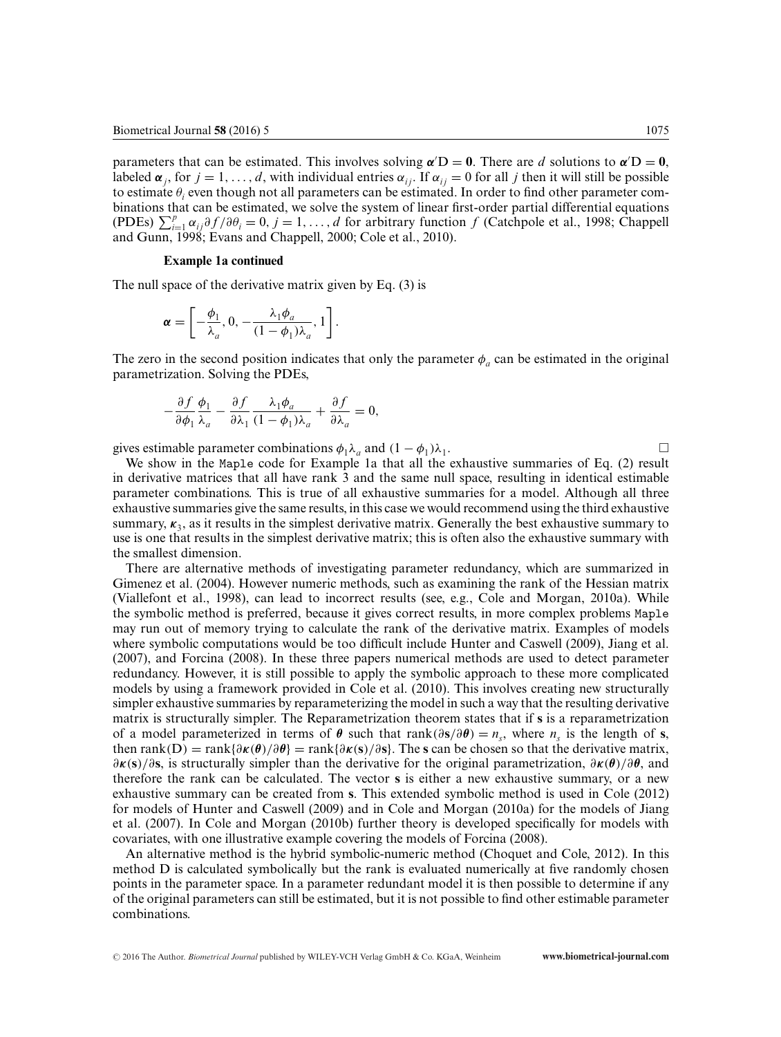parameters that can be estimated. This involves solving $\boldsymbol{\alpha}'\mathrm{D} = \mathbf{0}$. There are $d$ solutions to $\boldsymbol{\alpha}'\mathrm{D} = \mathbf{0}$, labeled $\boldsymbol{\alpha}_j$, for $j = 1, \ldots, d$, with individual entries $\alpha_{ij}$. If $\alpha_{ij} = 0$ for all $j$ then it will still be possible to estimate $\theta_i$ even though not all parameters can be estimated. In order to find other parameter combinations that can be estimated, we solve the system of linear first-order partial differential equations (PDEs) $\sum_{i=1}^{p} \alpha_{ij} \partial f / \partial \theta_i = 0$, $j = 1, \ldots, d$ for arbitrary function $f$ (Catchpole et al., 1998; Chappell and Gunn, 1998; Evans and Chappell, 2000; Cole et al., 2010).

**Example 1a continued**

The null space of the derivative matrix given by Eq. (3) is

$$\boldsymbol{\alpha} = \left[ -\frac{\phi_1}{\lambda_a}, 0, -\frac{\lambda_1 \phi_a}{(1 - \phi_1)\lambda_a}, 1 \right].$$

The zero in the second position indicates that only the parameter $\phi_a$ can be estimated in the original parametrization. Solving the PDEs,

$$-\frac{\partial f}{\partial \phi_1} \frac{\phi_1}{\lambda_a} - \frac{\partial f}{\partial \lambda_1} \frac{\lambda_1 \phi_a}{(1 - \phi_1)\lambda_a} + \frac{\partial f}{\partial \lambda_a} = 0,$$

gives estimable parameter combinations $\phi_1 \lambda_a$ and $(1 - \phi_1)\lambda_1$. □

We show in the `Maple` code for Example 1a that all the exhaustive summaries of Eq. (2) result in derivative matrices that all have rank 3 and the same null space, resulting in identical estimable parameter combinations. This is true of all exhaustive summaries for a model. Although all three exhaustive summaries give the same results, in this case we would recommend using the third exhaustive summary, $\boldsymbol{\kappa}_3$, as it results in the simplest derivative matrix. Generally the best exhaustive summary to use is one that results in the simplest derivative matrix; this is often also the exhaustive summary with the smallest dimension.

There are alternative methods of investigating parameter redundancy, which are summarized in Gimenez et al. (2004). However numeric methods, such as examining the rank of the Hessian matrix (Viallefont et al., 1998), can lead to incorrect results (see, e.g., Cole and Morgan, 2010a). While the symbolic method is preferred, because it gives correct results, in more complex problems `Maple` may run out of memory trying to calculate the rank of the derivative matrix. Examples of models where symbolic computations would be too difficult include Hunter and Caswell (2009), Jiang et al. (2007), and Forcina (2008). In these three papers numerical methods are used to detect parameter redundancy. However, it is still possible to apply the symbolic approach to these more complicated models by using a framework provided in Cole et al. (2010). This involves creating new structurally simpler exhaustive summaries by reparameterizing the model in such a way that the resulting derivative matrix is structurally simpler. The Reparametrization theorem states that if $\mathbf{s}$ is a reparametrization of a model parameterized in terms of $\boldsymbol{\theta}$ such that $\mathrm{rank}(\partial \mathbf{s} / \partial \boldsymbol{\theta}) = n_s$, where $n_s$ is the length of $\mathbf{s}$, then $\mathrm{rank}(\mathrm{D}) = \mathrm{rank}\{\partial \boldsymbol{\kappa}(\boldsymbol{\theta}) / \partial \boldsymbol{\theta}\} = \mathrm{rank}\{\partial \boldsymbol{\kappa}(\mathbf{s}) / \partial \mathbf{s}\}$. The $\mathbf{s}$ can be chosen so that the derivative matrix, $\partial \boldsymbol{\kappa}(\mathbf{s}) / \partial \mathbf{s}$, is structurally simpler than the derivative for the original parametrization, $\partial \boldsymbol{\kappa}(\boldsymbol{\theta}) / \partial \boldsymbol{\theta}$, and therefore the rank can be calculated. The vector $\mathbf{s}$ is either a new exhaustive summary, or a new exhaustive summary can be created from $\mathbf{s}$. This extended symbolic method is used in Cole (2012) for models of Hunter and Caswell (2009) and in Cole and Morgan (2010a) for the models of Jiang et al. (2007). In Cole and Morgan (2010b) further theory is developed specifically for models with covariates, with one illustrative example covering the models of Forcina (2008).

An alternative method is the hybrid symbolic-numeric method (Choquet and Cole, 2012). In this method D is calculated symbolically but the rank is evaluated numerically at five randomly chosen points in the parameter space. In a parameter redundant model it is then possible to determine if any of the original parameters can still be estimated, but it is not possible to find other estimable parameter combinations.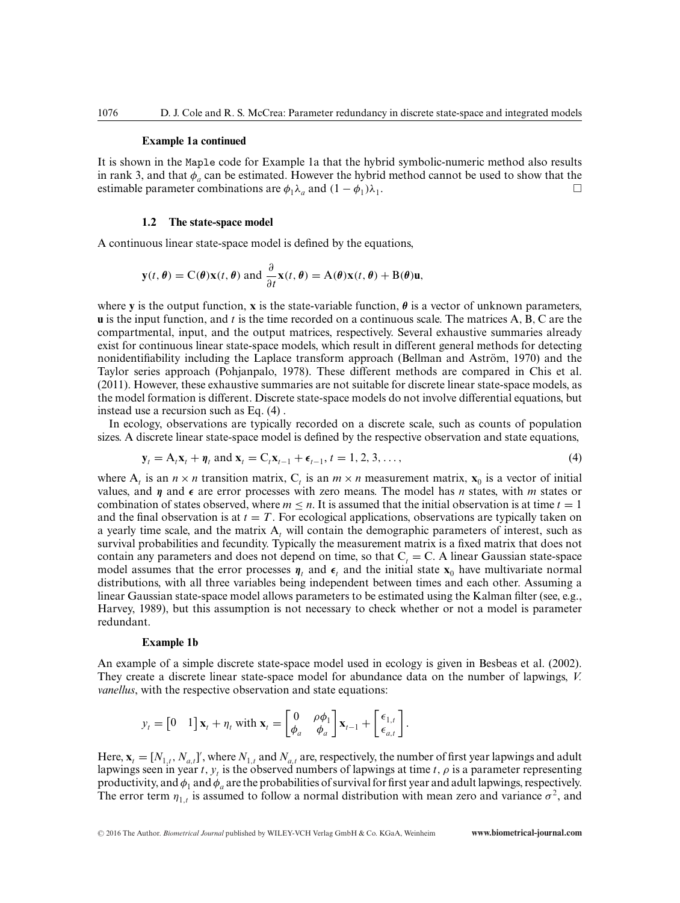**Example 1a continued**

It is shown in the `Maple` code for Example 1a that the hybrid symbolic-numeric method also results in rank 3, and that $\phi_a$ can be estimated. However the hybrid method cannot be used to show that the estimable parameter combinations are $\phi_1\lambda_a$ and $(1-\phi_1)\lambda_1$. □

### 1.2 The state-space model

A continuous linear state-space model is defined by the equations,

$$\mathbf{y}(t, \boldsymbol{\theta}) = \mathrm{C}(\boldsymbol{\theta})\mathbf{x}(t, \boldsymbol{\theta}) \text{ and } \frac{\partial}{\partial t}\mathbf{x}(t, \boldsymbol{\theta}) = \mathrm{A}(\boldsymbol{\theta})\mathbf{x}(t, \boldsymbol{\theta}) + \mathrm{B}(\boldsymbol{\theta})\mathbf{u},$$

where $\mathbf{y}$ is the output function, $\mathbf{x}$ is the state-variable function, $\boldsymbol{\theta}$ is a vector of unknown parameters, $\mathbf{u}$ is the input function, and $t$ is the time recorded on a continuous scale. The matrices A, B, C are the compartmental, input, and the output matrices, respectively. Several exhaustive summaries already exist for continuous linear state-space models, which result in different general methods for detecting nonidentifiability including the Laplace transform approach (Bellman and Aström, 1970) and the Taylor series approach (Pohjanpalo, 1978). These different methods are compared in Chis et al. (2011). However, these exhaustive summaries are not suitable for discrete linear state-space models, as the model formation is different. Discrete state-space models do not involve differential equations, but instead use a recursion such as Eq. (4) .

In ecology, observations are typically recorded on a discrete scale, such as counts of population sizes. A discrete linear state-space model is defined by the respective observation and state equations,

$$\mathbf{y}_t = \mathrm{A}_t\mathbf{x}_t + \boldsymbol{\eta}_t \text{ and } \mathbf{x}_t = \mathrm{C}_t\mathbf{x}_{t-1} + \boldsymbol{\epsilon}_{t-1}, t = 1, 2, 3, \ldots, \tag{4}$$

where $\mathrm{A}_t$ is an $n \times n$ transition matrix, $\mathrm{C}_t$ is an $m \times n$ measurement matrix, $\mathbf{x}_0$ is a vector of initial values, and $\boldsymbol{\eta}$ and $\boldsymbol{\epsilon}$ are error processes with zero means. The model has $n$ states, with $m$ states or combination of states observed, where $m \leq n$. It is assumed that the initial observation is at time $t = 1$ and the final observation is at $t = T$. For ecological applications, observations are typically taken on a yearly time scale, and the matrix $\mathrm{A}_t$ will contain the demographic parameters of interest, such as survival probabilities and fecundity. Typically the measurement matrix is a fixed matrix that does not contain any parameters and does not depend on time, so that $\mathrm{C}_t = \mathrm{C}$. A linear Gaussian state-space model assumes that the error processes $\boldsymbol{\eta}_t$ and $\boldsymbol{\epsilon}_t$ and the initial state $\mathbf{x}_0$ have multivariate normal distributions, with all three variables being independent between times and each other. Assuming a linear Gaussian state-space model allows parameters to be estimated using the Kalman filter (see, e.g., Harvey, 1989), but this assumption is not necessary to check whether or not a model is parameter redundant.

**Example 1b**

An example of a simple discrete state-space model used in ecology is given in Besbeas et al. (2002). They create a discrete linear state-space model for abundance data on the number of lapwings, *V. vanellus*, with the respective observation and state equations:

$$y_t = \begin{bmatrix} 0 & 1 \end{bmatrix} \mathbf{x}_t + \eta_t \text{ with } \mathbf{x}_t = \begin{bmatrix} 0 & \rho\phi_1 \\ \phi_a & \phi_a \end{bmatrix} \mathbf{x}_{t-1} + \begin{bmatrix} \epsilon_{1,t} \\ \epsilon_{a,t} \end{bmatrix}.$$

Here, $\mathbf{x}_t = [N_{1,t}, N_{a,t}]'$, where $N_{1,t}$ and $N_{a,t}$ are, respectively, the number of first year lapwings and adult lapwings seen in year $t$, $y_t$ is the observed numbers of lapwings at time $t$, $\rho$ is a parameter representing productivity, and $\phi_1$ and $\phi_a$ are the probabilities of survival for first year and adult lapwings, respectively. The error term $\eta_{1,t}$ is assumed to follow a normal distribution with mean zero and variance $\sigma^2$, and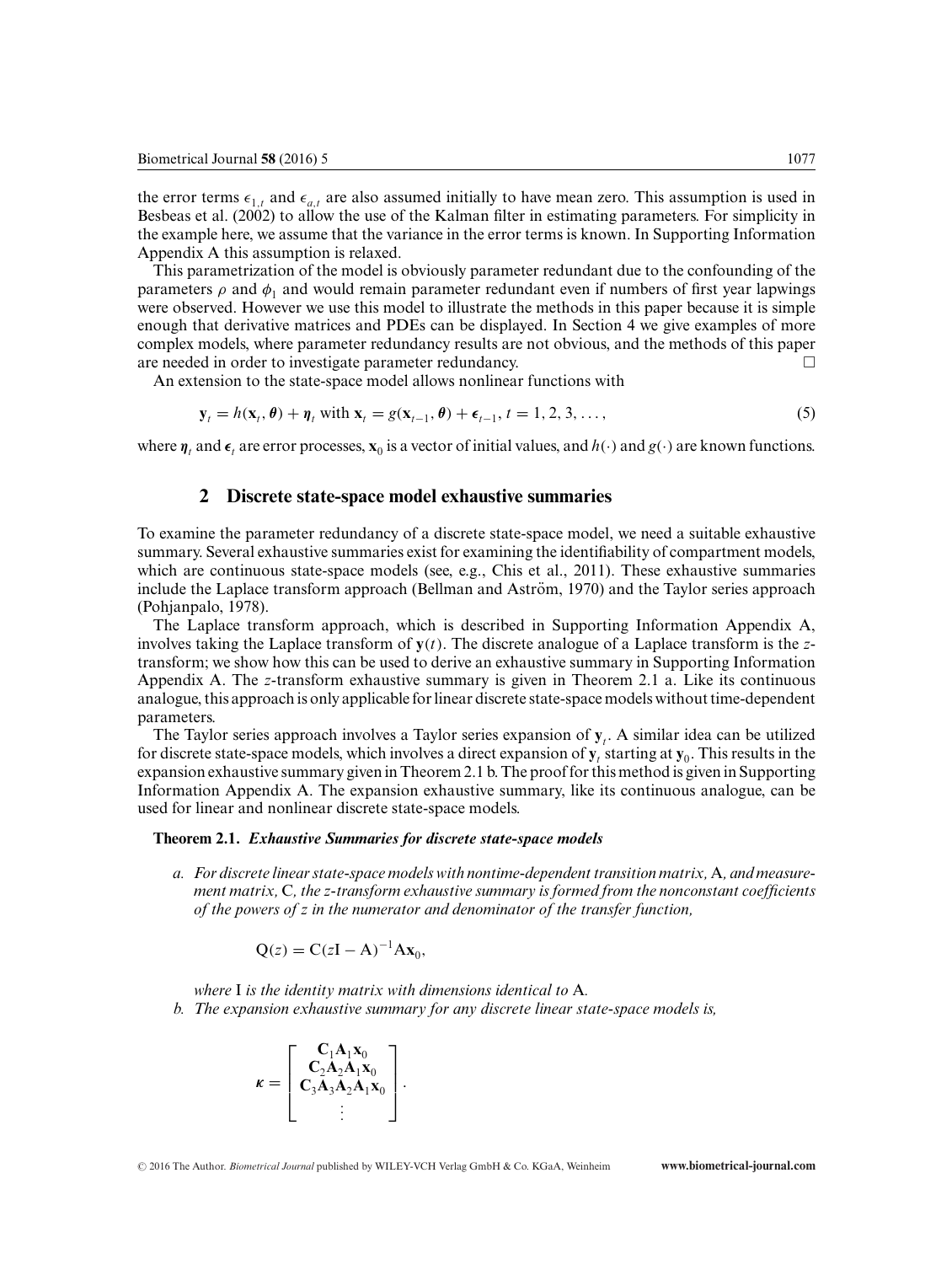the error terms $\epsilon_{1,t}$ and $\epsilon_{a,t}$ are also assumed initially to have mean zero. This assumption is used in Besbeas et al. (2002) to allow the use of the Kalman filter in estimating parameters. For simplicity in the example here, we assume that the variance in the error terms is known. In Supporting Information Appendix A this assumption is relaxed.

This parametrization of the model is obviously parameter redundant due to the confounding of the parameters $\rho$ and $\phi_1$ and would remain parameter redundant even if numbers of first year lapwings were observed. However we use this model to illustrate the methods in this paper because it is simple enough that derivative matrices and PDEs can be displayed. In Section 4 we give examples of more complex models, where parameter redundancy results are not obvious, and the methods of this paper are needed in order to investigate parameter redundancy. □

An extension to the state-space model allows nonlinear functions with

$$\mathbf{y}_t = h(\mathbf{x}_t, \boldsymbol{\theta}) + \boldsymbol{\eta}_t \text{ with } \mathbf{x}_t = g(\mathbf{x}_{t-1}, \boldsymbol{\theta}) + \boldsymbol{\epsilon}_{t-1}, \; t = 1, 2, 3, \ldots, \tag{5}$$

where $\boldsymbol{\eta}_t$ and $\boldsymbol{\epsilon}_t$ are error processes, $\mathbf{x}_0$ is a vector of initial values, and $h(\cdot)$ and $g(\cdot)$ are known functions.

## 2 Discrete state-space model exhaustive summaries

To examine the parameter redundancy of a discrete state-space model, we need a suitable exhaustive summary. Several exhaustive summaries exist for examining the identifiability of compartment models, which are continuous state-space models (see, e.g., Chis et al., 2011). These exhaustive summaries include the Laplace transform approach (Bellman and Aström, 1970) and the Taylor series approach (Pohjanpalo, 1978).

The Laplace transform approach, which is described in Supporting Information Appendix A, involves taking the Laplace transform of $\mathbf{y}(t)$. The discrete analogue of a Laplace transform is the $z$-transform; we show how this can be used to derive an exhaustive summary in Supporting Information Appendix A. The $z$-transform exhaustive summary is given in Theorem 2.1 a. Like its continuous analogue, this approach is only applicable for linear discrete state-space models without time-dependent parameters.

The Taylor series approach involves a Taylor series expansion of $\mathbf{y}_t$. A similar idea can be utilized for discrete state-space models, which involves a direct expansion of $\mathbf{y}_t$ starting at $\mathbf{y}_0$. This results in the expansion exhaustive summary given in Theorem 2.1 b. The proof for this method is given in Supporting Information Appendix A. The expansion exhaustive summary, like its continuous analogue, can be used for linear and nonlinear discrete state-space models.

**Theorem 2.1.** ***Exhaustive Summaries for discrete state-space models***

*a. For discrete linear state-space models with nontime-dependent transition matrix,* A*, and measurement matrix,* C*, the z-transform exhaustive summary is formed from the nonconstant coefficients of the powers of z in the numerator and denominator of the transfer function,*

$$\mathrm{Q}(z) = \mathrm{C}(z\mathrm{I} - \mathrm{A})^{-1}\mathrm{A}\mathbf{x}_0,$$

*where* I *is the identity matrix with dimensions identical to* A*.*

*b. The expansion exhaustive summary for any discrete linear state-space models is,*

$$\boldsymbol{\kappa} = \begin{bmatrix} \mathbf{C}_1\mathbf{A}_1\mathbf{x}_0 \\ \mathbf{C}_2\mathbf{A}_2\mathbf{A}_1\mathbf{x}_0 \\ \mathbf{C}_3\mathbf{A}_3\mathbf{A}_2\mathbf{A}_1\mathbf{x}_0 \\ \vdots \end{bmatrix}.$$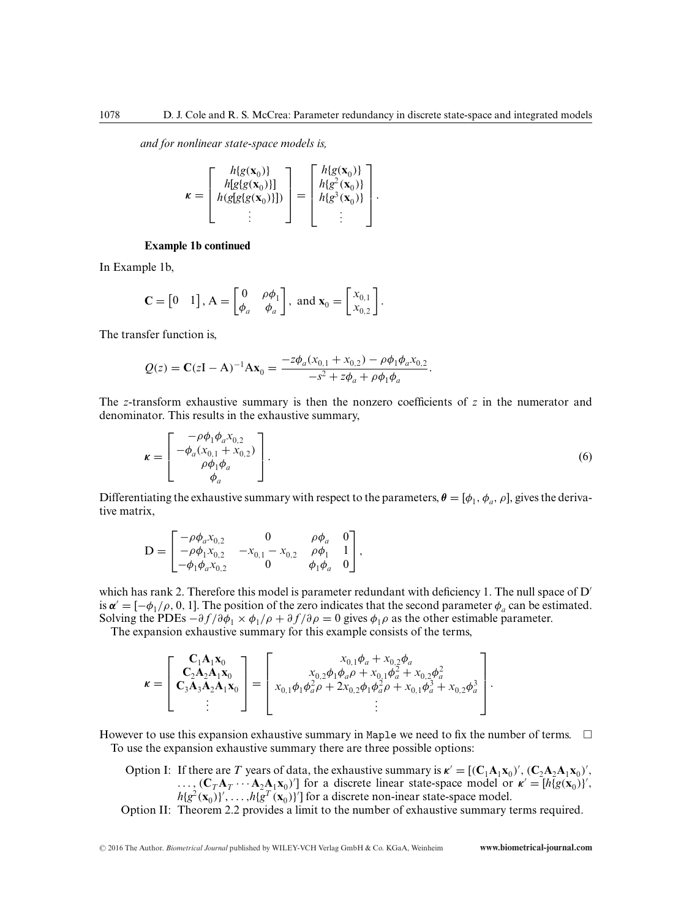*and for nonlinear state-space models is,*

$$
\boldsymbol{\kappa} = \begin{bmatrix} h\{g(\mathbf{x}_0)\} \\ h[g\{g(\mathbf{x}_0)\}] \\ h(g[g\{g(\mathbf{x}_0)\}]) \\ \vdots \end{bmatrix} = \begin{bmatrix} h\{g(\mathbf{x}_0)\} \\ h\{g^2(\mathbf{x}_0)\} \\ h\{g^3(\mathbf{x}_0)\} \\ \vdots \end{bmatrix}.
$$

**Example 1b continued**

In Example 1b,

$$
\mathbf{C} = \begin{bmatrix} 0 & 1 \end{bmatrix}, \mathrm{A} = \begin{bmatrix} 0 & \rho\phi_1 \\ \phi_a & \phi_a \end{bmatrix}, \text{ and } \mathbf{x}_0 = \begin{bmatrix} x_{0,1} \\ x_{0,2} \end{bmatrix}.
$$

The transfer function is,

$$
Q(z) = \mathbf{C}(z\mathbf{I} - \mathrm{A})^{-1}\mathrm{A}\mathbf{x}_0 = \frac{-z\phi_a(x_{0,1} + x_{0,2}) - \rho\phi_1\phi_a x_{0,2}}{-s^2 + z\phi_a + \rho\phi_1\phi_a}.
$$

The $z$-transform exhaustive summary is then the nonzero coefficients of $z$ in the numerator and denominator. This results in the exhaustive summary,

$$
\boldsymbol{\kappa} = \begin{bmatrix} -\rho\phi_1\phi_a x_{0,2} \\ -\phi_a(x_{0,1} + x_{0,2}) \\ \rho\phi_1\phi_a \\ \phi_a \end{bmatrix}. \tag{6}
$$

Differentiating the exhaustive summary with respect to the parameters, $\boldsymbol{\theta} = [\phi_1, \phi_a, \rho]$, gives the derivative matrix,

$$
\mathrm{D} = \begin{bmatrix} -\rho\phi_a x_{0,2} & 0 & \rho\phi_a & 0 \\ -\rho\phi_1 x_{0,2} & -x_{0,1} - x_{0,2} & \rho\phi_1 & 1 \\ -\phi_1\phi_a x_{0,2} & 0 & \phi_1\phi_a & 0 \end{bmatrix},
$$

which has rank 2. Therefore this model is parameter redundant with deficiency 1. The null space of $\mathrm{D}'$ is $\boldsymbol{\alpha}' = [-\phi_1/\rho, 0, 1]$. The position of the zero indicates that the second parameter $\phi_a$ can be estimated. Solving the PDEs $-\partial f/\partial\phi_1 \times \phi_1/\rho + \partial f/\partial\rho = 0$ gives $\phi_1\rho$ as the other estimable parameter.

The expansion exhaustive summary for this example consists of the terms,

$$
\boldsymbol{\kappa} = \begin{bmatrix} \mathbf{C}_1\mathbf{A}_1\mathbf{x}_0 \\ \mathbf{C}_2\mathbf{A}_2\mathbf{A}_1\mathbf{x}_0 \\ \mathbf{C}_3\mathbf{A}_3\mathbf{A}_2\mathbf{A}_1\mathbf{x}_0 \\ \vdots \end{bmatrix} = \begin{bmatrix} x_{0,1}\phi_a + x_{0,2}\phi_a \\ x_{0,2}\phi_1\phi_a\rho + x_{0,1}\phi_a^2 + x_{0,2}\phi_a^2 \\ x_{0,1}\phi_1\phi_a^2\rho + 2x_{0,2}\phi_1\phi_a^2\rho + x_{0,1}\phi_a^3 + x_{0,2}\phi_a^3 \\ \vdots \end{bmatrix}.
$$

However to use this expansion exhaustive summary in `Maple` we need to fix the number of terms. □

To use the expansion exhaustive summary there are three possible options:

Option I: If there are $T$ years of data, the exhaustive summary is $\boldsymbol{\kappa}' = [(\mathbf{C}_1\mathbf{A}_1\mathbf{x}_0)', (\mathbf{C}_2\mathbf{A}_2\mathbf{A}_1\mathbf{x}_0)', \ldots, (\mathbf{C}_T\mathbf{A}_T \cdots \mathbf{A}_2\mathbf{A}_1\mathbf{x}_0)']$ for a discrete linear state-space model or $\boldsymbol{\kappa}' = [h\{g(\mathbf{x}_0)\}', h\{g^2(\mathbf{x}_0)\}', \ldots, h\{g^T(\mathbf{x}_0)\}']$ for a discrete non-inear state-space model.

Option II: Theorem 2.2 provides a limit to the number of exhaustive summary terms required.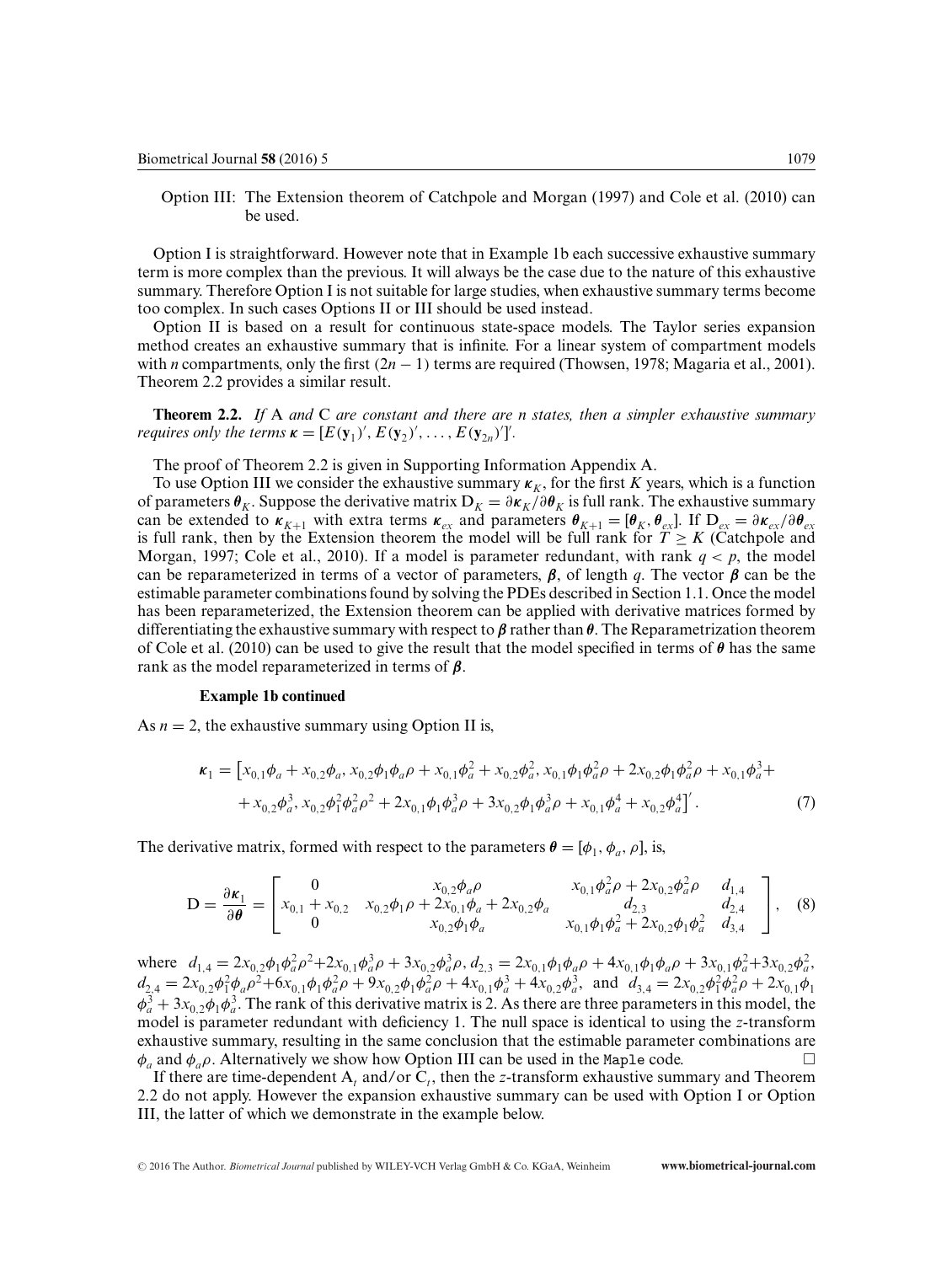Option III: The Extension theorem of Catchpole and Morgan (1997) and Cole et al. (2010) can be used.

Option I is straightforward. However note that in Example 1b each successive exhaustive summary term is more complex than the previous. It will always be the case due to the nature of this exhaustive summary. Therefore Option I is not suitable for large studies, when exhaustive summary terms become too complex. In such cases Options II or III should be used instead.

Option II is based on a result for continuous state-space models. The Taylor series expansion method creates an exhaustive summary that is infinite. For a linear system of compartment models with $n$ compartments, only the first $(2n-1)$ terms are required (Thowsen, 1978; Magaria et al., 2001). Theorem 2.2 provides a similar result.

**Theorem 2.2.** *If* A *and* C *are constant and there are n states, then a simpler exhaustive summary requires only the terms* $\boldsymbol{\kappa} = [E(\mathbf{y}_1)', E(\mathbf{y}_2)', \ldots, E(\mathbf{y}_{2n})']'$.

The proof of Theorem 2.2 is given in Supporting Information Appendix A.

To use Option III we consider the exhaustive summary $\boldsymbol{\kappa}_K$, for the first $K$ years, which is a function of parameters $\boldsymbol{\theta}_K$. Suppose the derivative matrix $\mathrm{D}_K = \partial \boldsymbol{\kappa}_K / \partial \boldsymbol{\theta}_K$ is full rank. The exhaustive summary can be extended to $\boldsymbol{\kappa}_{K+1}$ with extra terms $\boldsymbol{\kappa}_{ex}$ and parameters $\boldsymbol{\theta}_{K+1} = [\boldsymbol{\theta}_K, \boldsymbol{\theta}_{ex}]$. If $\mathrm{D}_{ex} = \partial \boldsymbol{\kappa}_{ex} / \partial \boldsymbol{\theta}_{ex}$ is full rank, then by the Extension theorem the model will be full rank for $T \geq K$ (Catchpole and Morgan, 1997; Cole et al., 2010). If a model is parameter redundant, with rank $q < p$, the model can be reparameterized in terms of a vector of parameters, $\boldsymbol{\beta}$, of length $q$. The vector $\boldsymbol{\beta}$ can be the estimable parameter combinations found by solving the PDEs described in Section 1.1. Once the model has been reparameterized, the Extension theorem can be applied with derivative matrices formed by differentiating the exhaustive summary with respect to $\boldsymbol{\beta}$ rather than $\boldsymbol{\theta}$. The Reparametrization theorem of Cole et al. (2010) can be used to give the result that the model specified in terms of $\boldsymbol{\theta}$ has the same rank as the model reparameterized in terms of $\boldsymbol{\beta}$.

**Example 1b continued**

As $n = 2$, the exhaustive summary using Option II is,

$$\boldsymbol{\kappa}_1 = \left[x_{0,1}\phi_a + x_{0,2}\phi_a, x_{0,2}\phi_1\phi_a\rho + x_{0,1}\phi_a^2 + x_{0,2}\phi_a^2, x_{0,1}\phi_1\phi_a^2\rho + 2x_{0,2}\phi_1\phi_a^2\rho + x_{0,1}\phi_a^3 + \right.$$
$$\left. + x_{0,2}\phi_a^3, x_{0,2}\phi_1^2\phi_a^2\rho^2 + 2x_{0,1}\phi_1\phi_a^3\rho + 3x_{0,2}\phi_1\phi_a^3\rho + x_{0,1}\phi_a^4 + x_{0,2}\phi_a^4\right]'. \tag{7}$$

The derivative matrix, formed with respect to the parameters $\boldsymbol{\theta} = [\phi_1, \phi_a, \rho]$, is,

$$\mathrm{D} = \frac{\partial \boldsymbol{\kappa}_1}{\partial \boldsymbol{\theta}} = \begin{bmatrix} 0 & x_{0,2}\phi_a\rho & x_{0,1}\phi_a^2\rho + 2x_{0,2}\phi_a^2\rho & d_{1,4} \\ x_{0,1} + x_{0,2} & x_{0,2}\phi_1\rho + 2x_{0,1}\phi_a + 2x_{0,2}\phi_a & d_{2,3} & d_{2,4} \\ 0 & x_{0,2}\phi_1\phi_a & x_{0,1}\phi_1\phi_a^2 + 2x_{0,2}\phi_1\phi_a^2 & d_{3,4} \end{bmatrix}, \tag{8}$$

where $d_{1,4} = 2x_{0,2}\phi_1\phi_a^2\rho^2 + 2x_{0,1}\phi_a^3\rho + 3x_{0,2}\phi_a^3\rho$, $d_{2,3} = 2x_{0,1}\phi_1\phi_a\rho + 4x_{0,1}\phi_1\phi_a\rho + 3x_{0,1}\phi_a^2 + 3x_{0,2}\phi_a^2$, $d_{2,4} = 2x_{0,2}\phi_1^2\phi_a\rho^2 + 6x_{0,1}\phi_1\phi_a^2\rho + 9x_{0,2}\phi_1\phi_a^2\rho + 4x_{0,1}\phi_a^3 + 4x_{0,2}\phi_a^3$, and $d_{3,4} = 2x_{0,2}\phi_1^2\phi_a^2\rho + 2x_{0,1}\phi_1\phi_a^3 + 3x_{0,2}\phi_1\phi_a^3$. The rank of this derivative matrix is 2. As there are three parameters in this model, the model is parameter redundant with deficiency 1. The null space is identical to using the $z$-transform exhaustive summary, resulting in the same conclusion that the estimable parameter combinations are $\phi_a$ and $\phi_a\rho$. Alternatively we show how Option III can be used in the `Maple` code. □

If there are time-dependent $\mathrm{A}_t$ and/or $\mathrm{C}_t$, then the $z$-transform exhaustive summary and Theorem 2.2 do not apply. However the expansion exhaustive summary can be used with Option I or Option III, the latter of which we demonstrate in the example below.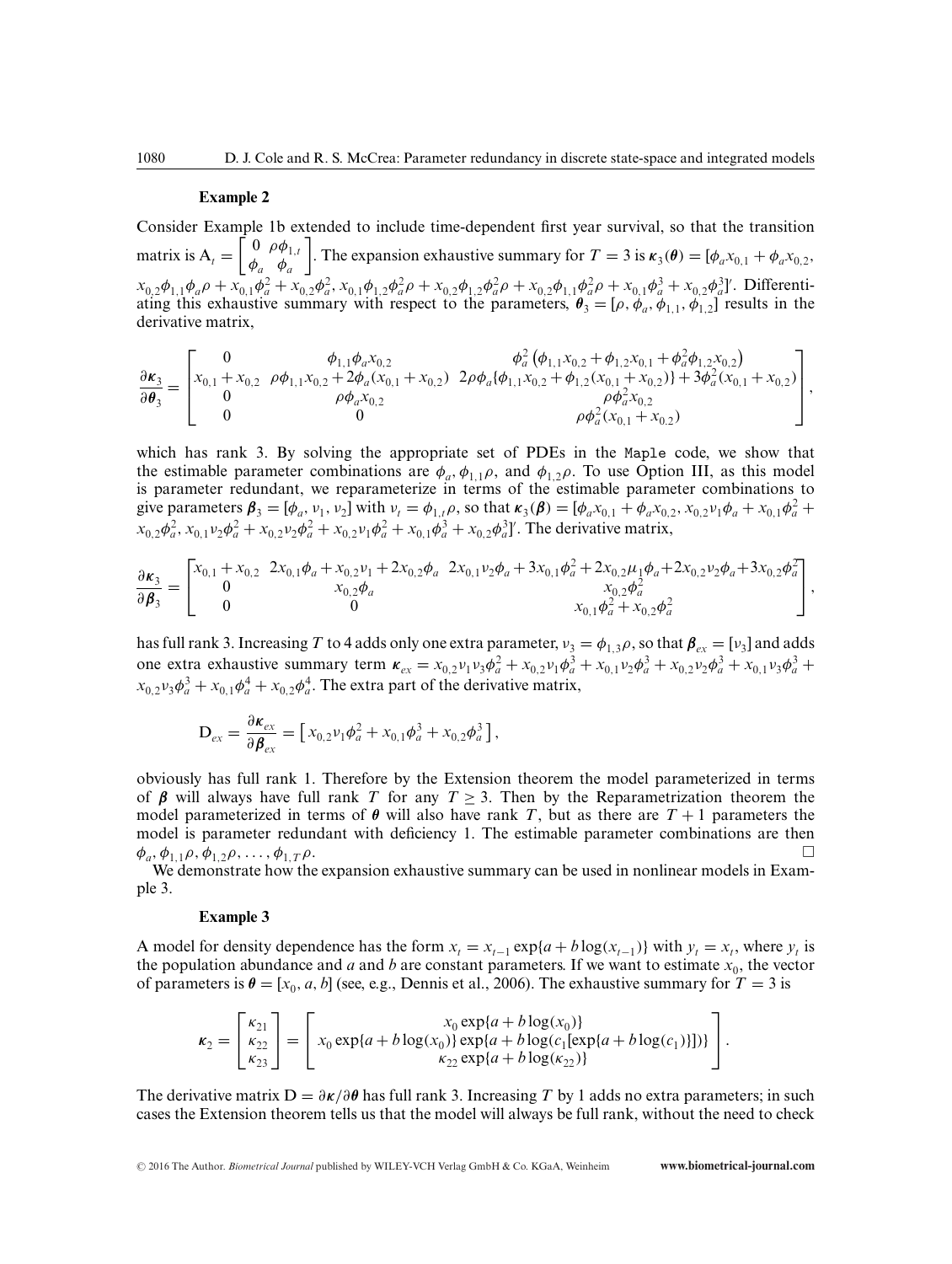**Example 2**

Consider Example 1b extended to include time-dependent first year survival, so that the transition matrix is $A_t = \begin{bmatrix} 0 & \rho\phi_{1,t} \\ \phi_a & \phi_a \end{bmatrix}$. The expansion exhaustive summary for $T = 3$ is $\boldsymbol{\kappa}_3(\boldsymbol{\theta}) = [\phi_a x_{0,1} + \phi_a x_{0,2}, x_{0,2}\phi_{1,1}\phi_a\rho + x_{0,1}\phi_a^2 + x_{0,2}\phi_a^2, x_{0,1}\phi_{1,2}\phi_a^2\rho + x_{0,2}\phi_{1,2}\phi_a^2\rho + x_{0,2}\phi_{1,1}\phi_a^2\rho + x_{0,1}\phi_a^3 + x_{0,2}\phi_a^3]'$. Differentiating this exhaustive summary with respect to the parameters, $\boldsymbol{\theta}_3 = [\rho, \phi_a, \phi_{1,1}, \phi_{1,2}]$ results in the derivative matrix,

$$\frac{\partial \boldsymbol{\kappa}_3}{\partial \boldsymbol{\theta}_3} = \begin{bmatrix} 0 & \phi_{1,1}\phi_a x_{0,2} & \phi_a^2\left(\phi_{1,1}x_{0,2} + \phi_{1,2}x_{0,1} + \phi_a^2\phi_{1,2}x_{0,2}\right) \\ x_{0,1} + x_{0,2} & \rho\phi_{1,1}x_{0,2} + 2\phi_a(x_{0,1} + x_{0,2}) & 2\rho\phi_a\{\phi_{1,1}x_{0,2} + \phi_{1,2}(x_{0,1} + x_{0,2})\} + 3\phi_a^2(x_{0,1} + x_{0,2}) \\ 0 & \rho\phi_a x_{0,2} & \rho\phi_a^2 x_{0,2} \\ 0 & 0 & \rho\phi_a^2(x_{0,1} + x_{0,2}) \end{bmatrix},$$

which has rank 3. By solving the appropriate set of PDEs in the `Maple` code, we show that the estimable parameter combinations are $\phi_a$, $\phi_{1,1}\rho$, and $\phi_{1,2}\rho$. To use Option III, as this model is parameter redundant, we reparameterize in terms of the estimable parameter combinations to give parameters $\boldsymbol{\beta}_3 = [\phi_a, \nu_1, \nu_2]$ with $\nu_t = \phi_{1,t}\rho$, so that $\boldsymbol{\kappa}_3(\boldsymbol{\beta}) = [\phi_a x_{0,1} + \phi_a x_{0,2}, x_{0,2}\nu_1\phi_a + x_{0,1}\phi_a^2 + x_{0,2}\phi_a^2, x_{0,1}\nu_2\phi_a^2 + x_{0,2}\nu_2\phi_a^2 + x_{0,2}\nu_1\phi_a^2 + x_{0,1}\phi_a^3 + x_{0,2}\phi_a^3]'$. The derivative matrix,

$$\frac{\partial \boldsymbol{\kappa}_3}{\partial \boldsymbol{\beta}_3} = \begin{bmatrix} x_{0,1} + x_{0,2} & 2x_{0,1}\phi_a + x_{0,2}\nu_1 + 2x_{0,2}\phi_a & 2x_{0,1}\nu_2\phi_a + 3x_{0,1}\phi_a^2 + 2x_{0,2}\mu_1\phi_a + 2x_{0,2}\nu_2\phi_a + 3x_{0,2}\phi_a^2 \\ 0 & x_{0,2}\phi_a & x_{0,2}\phi_a^2 \\ 0 & 0 & x_{0,1}\phi_a^2 + x_{0,2}\phi_a^2 \end{bmatrix},$$

has full rank 3. Increasing $T$ to 4 adds only one extra parameter, $\nu_3 = \phi_{1,3}\rho$, so that $\boldsymbol{\beta}_{ex} = [\nu_3]$ and adds one extra exhaustive summary term $\boldsymbol{\kappa}_{ex} = x_{0,2}\nu_1\nu_3\phi_a^2 + x_{0,2}\nu_1\phi_a^3 + x_{0,1}\nu_2\phi_a^3 + x_{0,2}\nu_2\phi_a^3 + x_{0,1}\nu_3\phi_a^3 + x_{0,2}\nu_3\phi_a^3 + x_{0,1}\phi_a^4 + x_{0,2}\phi_a^4$. The extra part of the derivative matrix,

$$\mathrm{D}_{ex} = \frac{\partial \boldsymbol{\kappa}_{ex}}{\partial \boldsymbol{\beta}_{ex}} = \left[ x_{0,2}\nu_1\phi_a^2 + x_{0,1}\phi_a^3 + x_{0,2}\phi_a^3 \right],$$

obviously has full rank 1. Therefore by the Extension theorem the model parameterized in terms of $\boldsymbol{\beta}$ will always have full rank $T$ for any $T \geq 3$. Then by the Reparametrization theorem the model parameterized in terms of $\boldsymbol{\theta}$ will also have rank $T$, but as there are $T + 1$ parameters the model is parameter redundant with deficiency 1. The estimable parameter combinations are then $\phi_a, \phi_{1,1}\rho, \phi_{1,2}\rho, \ldots, \phi_{1,T}\rho$. □

We demonstrate how the expansion exhaustive summary can be used in nonlinear models in Example 3.

**Example 3**

A model for density dependence has the form $x_t = x_{t-1}\exp\{a + b\log(x_{t-1})\}$ with $y_t = x_t$, where $y_t$ is the population abundance and $a$ and $b$ are constant parameters. If we want to estimate $x_0$, the vector of parameters is $\boldsymbol{\theta} = [x_0, a, b]$ (see, e.g., Dennis et al., 2006). The exhaustive summary for $T = 3$ is

$$\boldsymbol{\kappa}_2 = \begin{bmatrix} \kappa_{21} \\ \kappa_{22} \\ \kappa_{23} \end{bmatrix} = \begin{bmatrix} x_0\exp\{a + b\log(x_0)\} \\ x_0\exp\{a + b\log(x_0)\}\exp\{a + b\log(c_1[\exp\{a + b\log(c_1)\}])\} \\ \kappa_{22}\exp\{a + b\log(\kappa_{22})\} \end{bmatrix}.$$

The derivative matrix $\mathrm{D} = \partial\boldsymbol{\kappa}/\partial\boldsymbol{\theta}$ has full rank 3. Increasing $T$ by 1 adds no extra parameters; in such cases the Extension theorem tells us that the model will always be full rank, without the need to check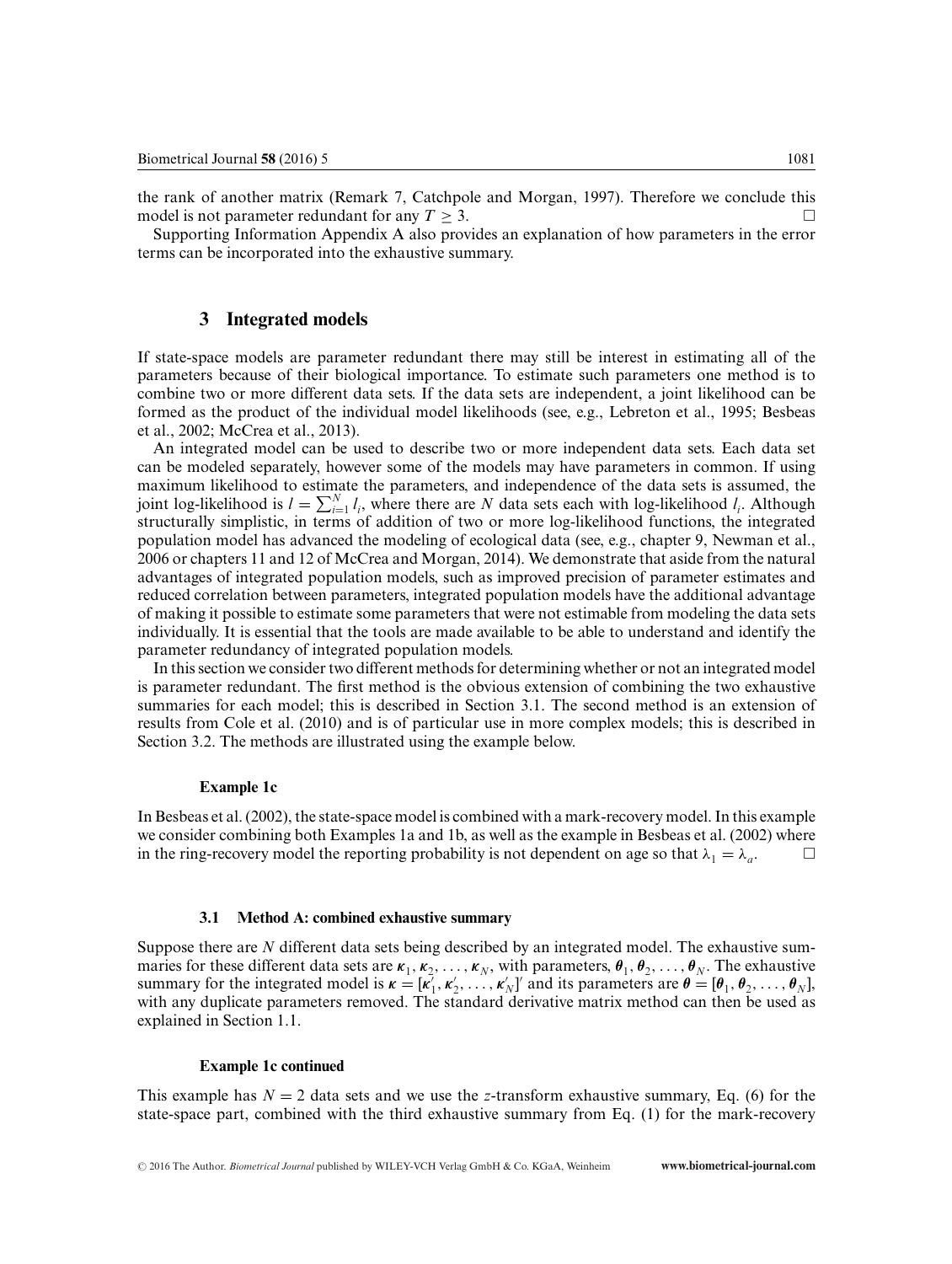the rank of another matrix (Remark 7, Catchpole and Morgan, 1997). Therefore we conclude this model is not parameter redundant for any $T \geq 3$. □

Supporting Information Appendix A also provides an explanation of how parameters in the error terms can be incorporated into the exhaustive summary.

## 3 Integrated models

If state-space models are parameter redundant there may still be interest in estimating all of the parameters because of their biological importance. To estimate such parameters one method is to combine two or more different data sets. If the data sets are independent, a joint likelihood can be formed as the product of the individual model likelihoods (see, e.g., Lebreton et al., 1995; Besbeas et al., 2002; McCrea et al., 2013).

An integrated model can be used to describe two or more independent data sets. Each data set can be modeled separately, however some of the models may have parameters in common. If using maximum likelihood to estimate the parameters, and independence of the data sets is assumed, the joint log-likelihood is $l = \sum_{i=1}^{N} l_i$, where there are $N$ data sets each with log-likelihood $l_i$. Although structurally simplistic, in terms of addition of two or more log-likelihood functions, the integrated population model has advanced the modeling of ecological data (see, e.g., chapter 9, Newman et al., 2006 or chapters 11 and 12 of McCrea and Morgan, 2014). We demonstrate that aside from the natural advantages of integrated population models, such as improved precision of parameter estimates and reduced correlation between parameters, integrated population models have the additional advantage of making it possible to estimate some parameters that were not estimable from modeling the data sets individually. It is essential that the tools are made available to be able to understand and identify the parameter redundancy of integrated population models.

In this section we consider two different methods for determining whether or not an integrated model is parameter redundant. The first method is the obvious extension of combining the two exhaustive summaries for each model; this is described in Section 3.1. The second method is an extension of results from Cole et al. (2010) and is of particular use in more complex models; this is described in Section 3.2. The methods are illustrated using the example below.

#### Example 1c

In Besbeas et al. (2002), the state-space model is combined with a mark-recovery model. In this example we consider combining both Examples 1a and 1b, as well as the example in Besbeas et al. (2002) where in the ring-recovery model the reporting probability is not dependent on age so that $\lambda_1 = \lambda_a$. □

### 3.1 Method A: combined exhaustive summary

Suppose there are $N$ different data sets being described by an integrated model. The exhaustive summaries for these different data sets are $\boldsymbol{\kappa}_1, \boldsymbol{\kappa}_2, \ldots, \boldsymbol{\kappa}_N$, with parameters, $\boldsymbol{\theta}_1, \boldsymbol{\theta}_2, \ldots, \boldsymbol{\theta}_N$. The exhaustive summary for the integrated model is $\boldsymbol{\kappa} = [\boldsymbol{\kappa}_1', \boldsymbol{\kappa}_2', \ldots, \boldsymbol{\kappa}_N']'$ and its parameters are $\boldsymbol{\theta} = [\boldsymbol{\theta}_1, \boldsymbol{\theta}_2, \ldots, \boldsymbol{\theta}_N]$, with any duplicate parameters removed. The standard derivative matrix method can then be used as explained in Section 1.1.

#### Example 1c continued

This example has $N = 2$ data sets and we use the $z$-transform exhaustive summary, Eq. (6) for the state-space part, combined with the third exhaustive summary from Eq. (1) for the mark-recovery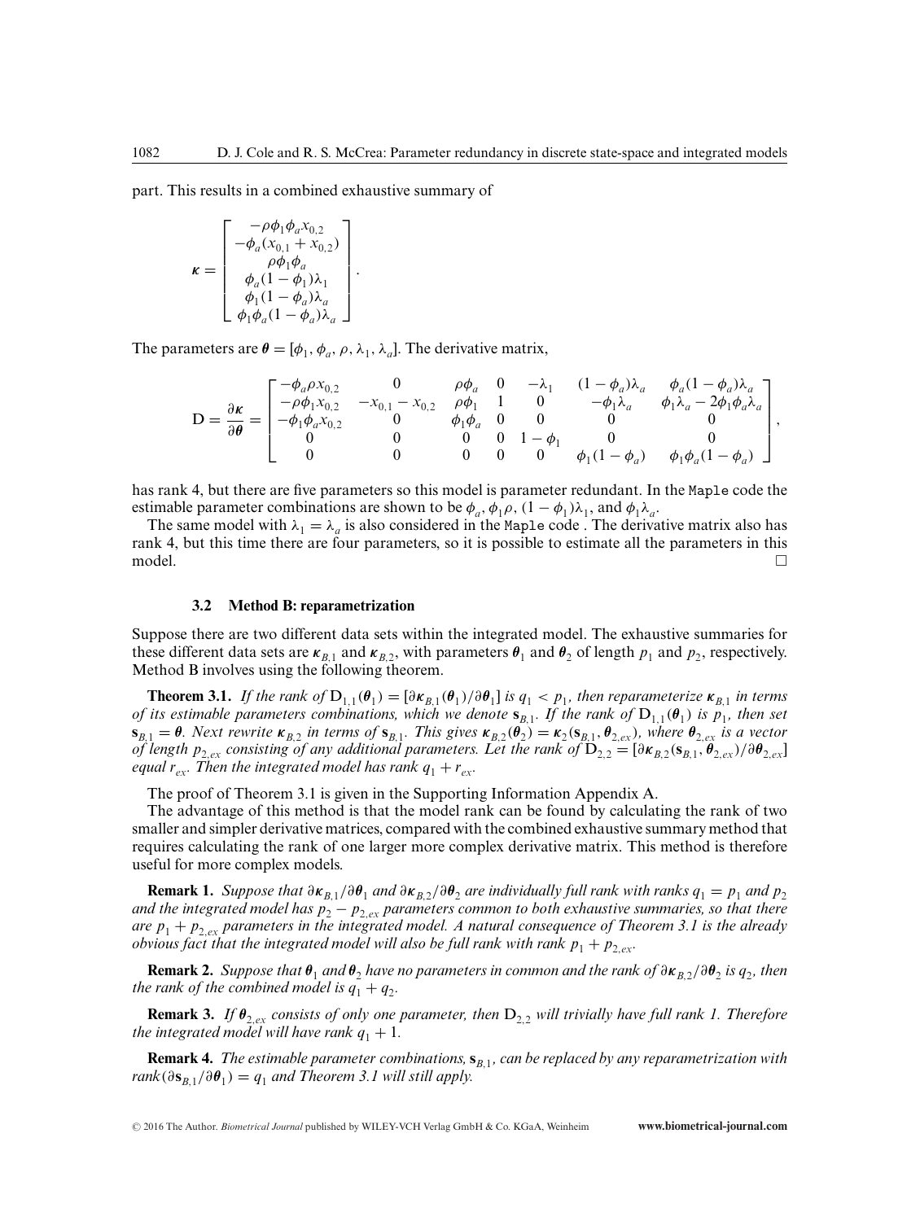part. This results in a combined exhaustive summary of

$$\boldsymbol{\kappa} = \begin{bmatrix} -\rho\phi_1\phi_a x_{0,2} \\ -\phi_a(x_{0,1} + x_{0,2}) \\ \rho\phi_1\phi_a \\ \phi_a(1-\phi_1)\lambda_1 \\ \phi_1(1-\phi_a)\lambda_a \\ \phi_1\phi_a(1-\phi_a)\lambda_a \end{bmatrix}.$$

The parameters are $\boldsymbol{\theta} = [\phi_1, \phi_a, \rho, \lambda_1, \lambda_a]$. The derivative matrix,

$$\mathrm{D} = \frac{\partial \boldsymbol{\kappa}}{\partial \boldsymbol{\theta}} = \begin{bmatrix} -\phi_a\rho x_{0,2} & 0 & \rho\phi_a & 0 & -\lambda_1 & (1-\phi_a)\lambda_a & \phi_a(1-\phi_a)\lambda_a \\ -\rho\phi_1 x_{0,2} & -x_{0,1} - x_{0,2} & \rho\phi_1 & 1 & 0 & -\phi_1\lambda_a & \phi_1\lambda_a - 2\phi_1\phi_a\lambda_a \\ -\phi_1\phi_a x_{0,2} & 0 & \phi_1\phi_a & 0 & 0 & 0 & 0 \\ 0 & 0 & 0 & 0 & 1-\phi_1 & 0 & 0 \\ 0 & 0 & 0 & 0 & 0 & \phi_1(1-\phi_a) & \phi_1\phi_a(1-\phi_a) \end{bmatrix},$$

has rank 4, but there are five parameters so this model is parameter redundant. In the Maple code the estimable parameter combinations are shown to be $\phi_a$, $\phi_1\rho$, $(1-\phi_1)\lambda_1$, and $\phi_1\lambda_a$.

The same model with $\lambda_1 = \lambda_a$ is also considered in the Maple code . The derivative matrix also has rank 4, but this time there are four parameters, so it is possible to estimate all the parameters in this model. □

### 3.2 Method B: reparametrization

Suppose there are two different data sets within the integrated model. The exhaustive summaries for these different data sets are $\boldsymbol{\kappa}_{B,1}$ and $\boldsymbol{\kappa}_{B,2}$, with parameters $\boldsymbol{\theta}_1$ and $\boldsymbol{\theta}_2$ of length $p_1$ and $p_2$, respectively. Method B involves using the following theorem.

**Theorem 3.1.** *If the rank of $\mathrm{D}_{1,1}(\boldsymbol{\theta}_1) = [\partial\boldsymbol{\kappa}_{B,1}(\boldsymbol{\theta}_1)/\partial\boldsymbol{\theta}_1]$ is $q_1 < p_1$, then reparameterize $\boldsymbol{\kappa}_{B,1}$ in terms of its estimable parameters combinations, which we denote $\mathbf{s}_{B,1}$. If the rank of $\mathrm{D}_{1,1}(\boldsymbol{\theta}_1)$ is $p_1$, then set $\mathbf{s}_{B,1} = \boldsymbol{\theta}$. Next rewrite $\boldsymbol{\kappa}_{B,2}$ in terms of $\mathbf{s}_{B,1}$. This gives $\boldsymbol{\kappa}_{B,2}(\boldsymbol{\theta}_2) = \boldsymbol{\kappa}_2(\mathbf{s}_{B,1}, \boldsymbol{\theta}_{2,ex})$, where $\boldsymbol{\theta}_{2,ex}$ is a vector of length $p_{2,ex}$ consisting of any additional parameters. Let the rank of $\mathrm{D}_{2,2} = [\partial\boldsymbol{\kappa}_{B,2}(\mathbf{s}_{B,1}, \boldsymbol{\theta}_{2,ex})/\partial\boldsymbol{\theta}_{2,ex}]$ equal $r_{ex}$. Then the integrated model has rank $q_1 + r_{ex}$.*

The proof of Theorem 3.1 is given in the Supporting Information Appendix A.

The advantage of this method is that the model rank can be found by calculating the rank of two smaller and simpler derivative matrices, compared with the combined exhaustive summary method that requires calculating the rank of one larger more complex derivative matrix. This method is therefore useful for more complex models.

**Remark 1.** *Suppose that $\partial\boldsymbol{\kappa}_{B,1}/\partial\boldsymbol{\theta}_1$ and $\partial\boldsymbol{\kappa}_{B,2}/\partial\boldsymbol{\theta}_2$ are individually full rank with ranks $q_1 = p_1$ and $p_2$ and the integrated model has $p_2 - p_{2,ex}$ parameters common to both exhaustive summaries, so that there are $p_1 + p_{2,ex}$ parameters in the integrated model. A natural consequence of Theorem 3.1 is the already obvious fact that the integrated model will also be full rank with rank $p_1 + p_{2,ex}$.*

**Remark 2.** *Suppose that $\boldsymbol{\theta}_1$ and $\boldsymbol{\theta}_2$ have no parameters in common and the rank of $\partial\boldsymbol{\kappa}_{B,2}/\partial\boldsymbol{\theta}_2$ is $q_2$, then the rank of the combined model is $q_1 + q_2$.*

**Remark 3.** *If $\boldsymbol{\theta}_{2,ex}$ consists of only one parameter, then $\mathrm{D}_{2,2}$ will trivially have full rank 1. Therefore the integrated model will have rank $q_1 + 1$.*

**Remark 4.** *The estimable parameter combinations, $\mathbf{s}_{B,1}$, can be replaced by any reparametrization with $\mathrm{rank}(\partial\mathbf{s}_{B,1}/\partial\boldsymbol{\theta}_1) = q_1$ and Theorem 3.1 will still apply.*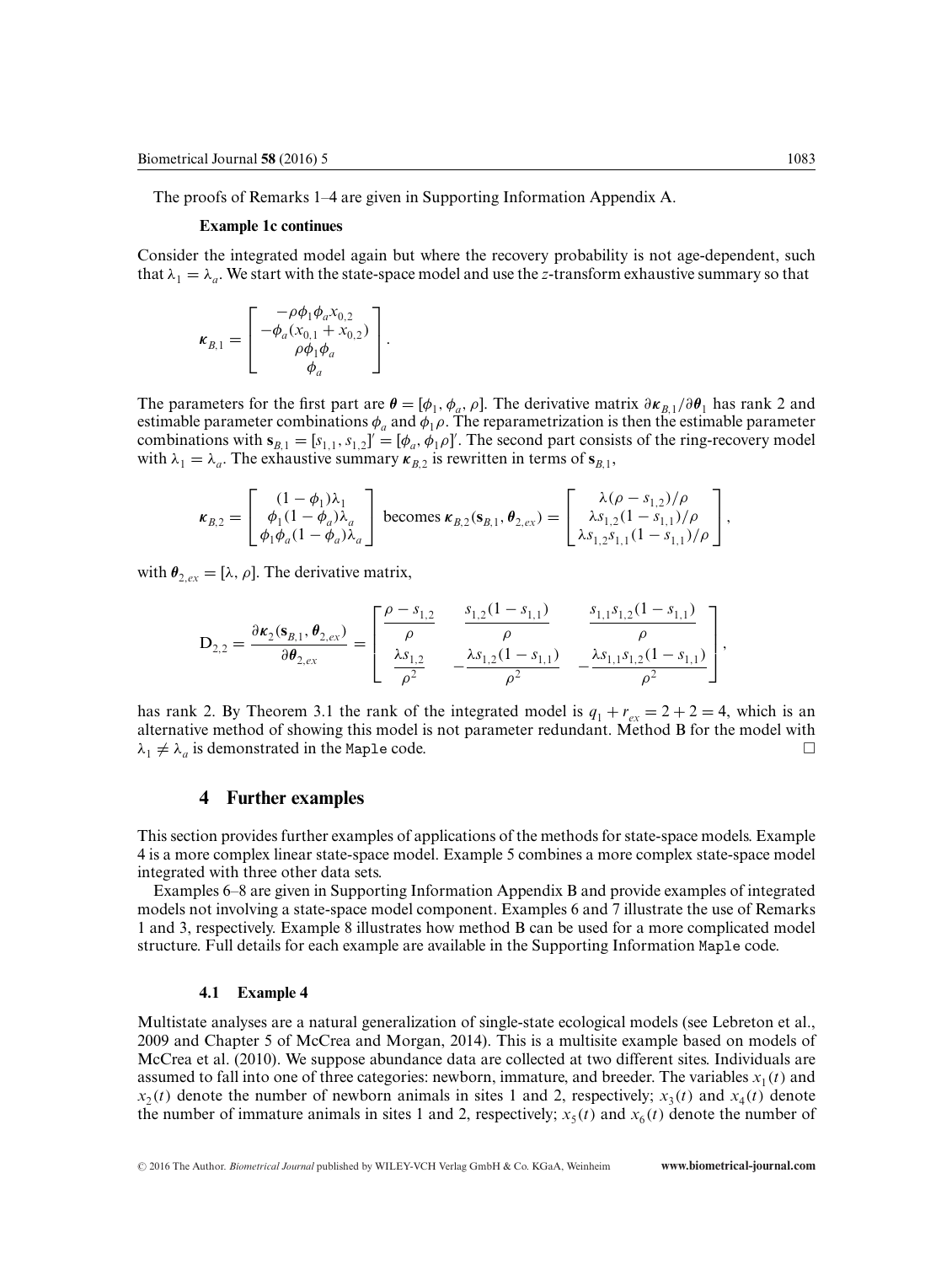The proofs of Remarks 1–4 are given in Supporting Information Appendix A.

**Example 1c continues**

Consider the integrated model again but where the recovery probability is not age-dependent, such that $\lambda_1 = \lambda_a$. We start with the state-space model and use the $z$-transform exhaustive summary so that

$$\boldsymbol{\kappa}_{B,1} = \begin{bmatrix} -\rho\phi_1\phi_a x_{0,2} \\ -\phi_a(x_{0,1} + x_{0,2}) \\ \rho\phi_1\phi_a \\ \phi_a \end{bmatrix}.$$

The parameters for the first part are $\boldsymbol{\theta} = [\phi_1, \phi_a, \rho]$. The derivative matrix $\partial\boldsymbol{\kappa}_{B,1}/\partial\boldsymbol{\theta}_1$ has rank 2 and estimable parameter combinations $\phi_a$ and $\phi_1\rho$. The reparametrization is then the estimable parameter combinations with $\mathbf{s}_{B,1} = [s_{1,1}, s_{1,2}]' = [\phi_a, \phi_1\rho]'$. The second part consists of the ring-recovery model with $\lambda_1 = \lambda_a$. The exhaustive summary $\boldsymbol{\kappa}_{B,2}$ is rewritten in terms of $\mathbf{s}_{B,1}$,

$$\boldsymbol{\kappa}_{B,2} = \begin{bmatrix} (1-\phi_1)\lambda_1 \\ \phi_1(1-\phi_a)\lambda_a \\ \phi_1\phi_a(1-\phi_a)\lambda_a \end{bmatrix} \text{ becomes } \boldsymbol{\kappa}_{B,2}(\mathbf{s}_{B,1}, \boldsymbol{\theta}_{2,ex}) = \begin{bmatrix} \lambda(\rho - s_{1,2})/\rho \\ \lambda s_{1,2}(1-s_{1,1})/\rho \\ \lambda s_{1,2}s_{1,1}(1-s_{1,1})/\rho \end{bmatrix},$$

with $\boldsymbol{\theta}_{2,ex} = [\lambda, \rho]$. The derivative matrix,

$$\mathrm{D}_{2,2} = \frac{\partial\boldsymbol{\kappa}_2(\mathbf{s}_{B,1}, \boldsymbol{\theta}_{2,ex})}{\partial\boldsymbol{\theta}_{2,ex}} = \begin{bmatrix} \dfrac{\rho - s_{1,2}}{\rho} & \dfrac{s_{1,2}(1-s_{1,1})}{\rho} & \dfrac{s_{1,1}s_{1,2}(1-s_{1,1})}{\rho} \\ \dfrac{\lambda s_{1,2}}{\rho^2} & -\dfrac{\lambda s_{1,2}(1-s_{1,1})}{\rho^2} & -\dfrac{\lambda s_{1,1}s_{1,2}(1-s_{1,1})}{\rho^2} \end{bmatrix},$$

has rank 2. By Theorem 3.1 the rank of the integrated model is $q_1 + r_{ex} = 2 + 2 = 4$, which is an alternative method of showing this model is not parameter redundant. Method B for the model with $\lambda_1 \neq \lambda_a$ is demonstrated in the Maple code. □

## 4 Further examples

This section provides further examples of applications of the methods for state-space models. Example 4 is a more complex linear state-space model. Example 5 combines a more complex state-space model integrated with three other data sets.

Examples 6–8 are given in Supporting Information Appendix B and provide examples of integrated models not involving a state-space model component. Examples 6 and 7 illustrate the use of Remarks 1 and 3, respectively. Example 8 illustrates how method B can be used for a more complicated model structure. Full details for each example are available in the Supporting Information Maple code.

### 4.1 Example 4

Multistate analyses are a natural generalization of single-state ecological models (see Lebreton et al., 2009 and Chapter 5 of McCrea and Morgan, 2014). This is a multisite example based on models of McCrea et al. (2010). We suppose abundance data are collected at two different sites. Individuals are assumed to fall into one of three categories: newborn, immature, and breeder. The variables $x_1(t)$ and $x_2(t)$ denote the number of newborn animals in sites 1 and 2, respectively; $x_3(t)$ and $x_4(t)$ denote the number of immature animals in sites 1 and 2, respectively; $x_5(t)$ and $x_6(t)$ denote the number of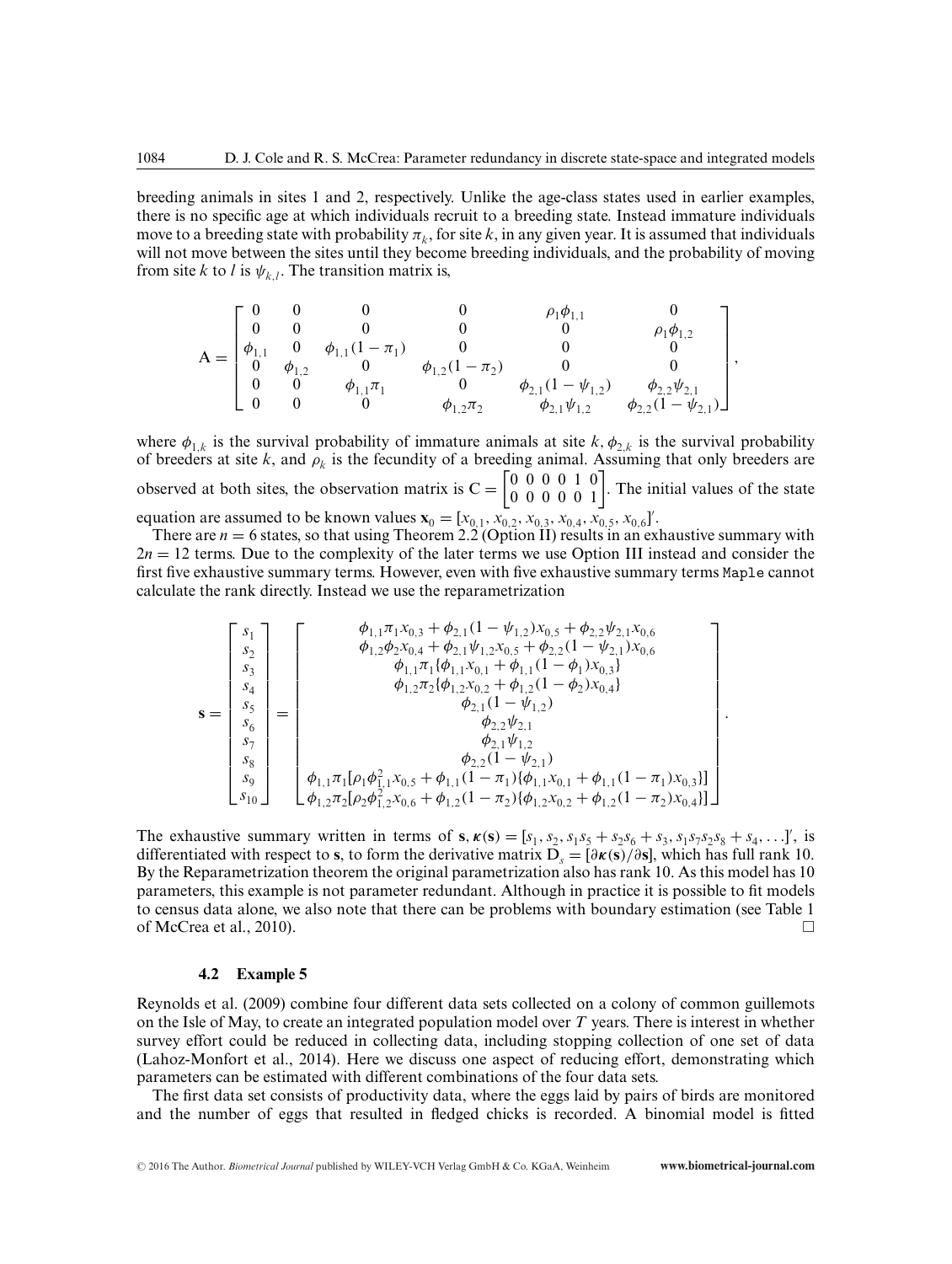breeding animals in sites 1 and 2, respectively. Unlike the age-class states used in earlier examples, there is no specific age at which individuals recruit to a breeding state. Instead immature individuals move to a breeding state with probability $\pi_k$, for site $k$, in any given year. It is assumed that individuals will not move between the sites until they become breeding individuals, and the probability of moving from site $k$ to $l$ is $\psi_{k,l}$. The transition matrix is,

$$
\mathrm{A} = \begin{bmatrix} 0 & 0 & 0 & 0 & \rho_1\phi_{1,1} & 0 \\ 0 & 0 & 0 & 0 & 0 & \rho_1\phi_{1,2} \\ \phi_{1,1} & 0 & \phi_{1,1}(1-\pi_1) & 0 & 0 & 0 \\ 0 & \phi_{1,2} & 0 & \phi_{1,2}(1-\pi_2) & 0 & 0 \\ 0 & 0 & \phi_{1,1}\pi_1 & 0 & \phi_{2,1}(1-\psi_{1,2}) & \phi_{2,2}\psi_{2,1} \\ 0 & 0 & 0 & \phi_{1,2}\pi_2 & \phi_{2,1}\psi_{1,2} & \phi_{2,2}(1-\psi_{2,1}) \end{bmatrix},
$$

where $\phi_{1,k}$ is the survival probability of immature animals at site $k$, $\phi_{2,k}$ is the survival probability of breeders at site $k$, and $\rho_k$ is the fecundity of a breeding animal. Assuming that only breeders are observed at both sites, the observation matrix is $\mathrm{C} = \begin{bmatrix} 0 & 0 & 0 & 0 & 1 & 0 \\ 0 & 0 & 0 & 0 & 0 & 1 \end{bmatrix}$. The initial values of the state equation are assumed to be known values $\mathbf{x}_0 = [x_{0,1}, x_{0,2}, x_{0,3}, x_{0,4}, x_{0,5}, x_{0,6}]'$.

There are $n = 6$ states, so that using Theorem 2.2 (Option II) results in an exhaustive summary with $2n = 12$ terms. Due to the complexity of the later terms we use Option III instead and consider the first five exhaustive summary terms. However, even with five exhaustive summary terms Maple cannot calculate the rank directly. Instead we use the reparametrization

$$
\mathbf{s} = \begin{bmatrix} s_1 \\ s_2 \\ s_3 \\ s_4 \\ s_5 \\ s_6 \\ s_7 \\ s_8 \\ s_9 \\ s_{10} \end{bmatrix} = \begin{bmatrix} \phi_{1,1}\pi_1 x_{0,3} + \phi_{2,1}(1-\psi_{1,2})x_{0,5} + \phi_{2,2}\psi_{2,1}x_{0,6} \\ \phi_{1,2}\phi_2 x_{0,4} + \phi_{2,1}\psi_{1,2}x_{0,5} + \phi_{2,2}(1-\psi_{2,1})x_{0,6} \\ \phi_{1,1}\pi_1\{\phi_{1,1}x_{0,1} + \phi_{1,1}(1-\phi_1)x_{0,3}\} \\ \phi_{1,2}\pi_2\{\phi_{1,2}x_{0,2} + \phi_{1,2}(1-\phi_2)x_{0,4}\} \\ \phi_{2,1}(1-\psi_{1,2}) \\ \phi_{2,2}\psi_{2,1} \\ \phi_{2,1}\psi_{1,2} \\ \phi_{2,2}(1-\psi_{2,1}) \\ \phi_{1,1}\pi_1[\rho_1\phi_{1,1}^2 x_{0,5} + \phi_{1,1}(1-\pi_1)\{\phi_{1,1}x_{0,1} + \phi_{1,1}(1-\pi_1)x_{0,3}\}] \\ \phi_{1,2}\pi_2[\rho_2\phi_{1,2}^2 x_{0,6} + \phi_{1,2}(1-\pi_2)\{\phi_{1,2}x_{0,2} + \phi_{1,2}(1-\pi_2)x_{0,4}\}] \end{bmatrix}.
$$

The exhaustive summary written in terms of $\mathbf{s}$, $\boldsymbol{\kappa}(\mathbf{s}) = [s_1, s_2, s_1 s_5 + s_2 s_6 + s_3, s_1 s_7 s_2 s_8 + s_4, \ldots]'$, is differentiated with respect to $\mathbf{s}$, to form the derivative matrix $\mathrm{D}_s = [\partial\boldsymbol{\kappa}(\mathbf{s})/\partial\mathbf{s}]$, which has full rank 10. By the Reparametrization theorem the original parametrization also has rank 10. As this model has 10 parameters, this example is not parameter redundant. Although in practice it is possible to fit models to census data alone, we also note that there can be problems with boundary estimation (see Table 1 of McCrea et al., 2010). □

### 4.2 Example 5

Reynolds et al. (2009) combine four different data sets collected on a colony of common guillemots on the Isle of May, to create an integrated population model over $T$ years. There is interest in whether survey effort could be reduced in collecting data, including stopping collection of one set of data (Lahoz-Monfort et al., 2014). Here we discuss one aspect of reducing effort, demonstrating which parameters can be estimated with different combinations of the four data sets.

The first data set consists of productivity data, where the eggs laid by pairs of birds are monitored and the number of eggs that resulted in fledged chicks is recorded. A binomial model is fitted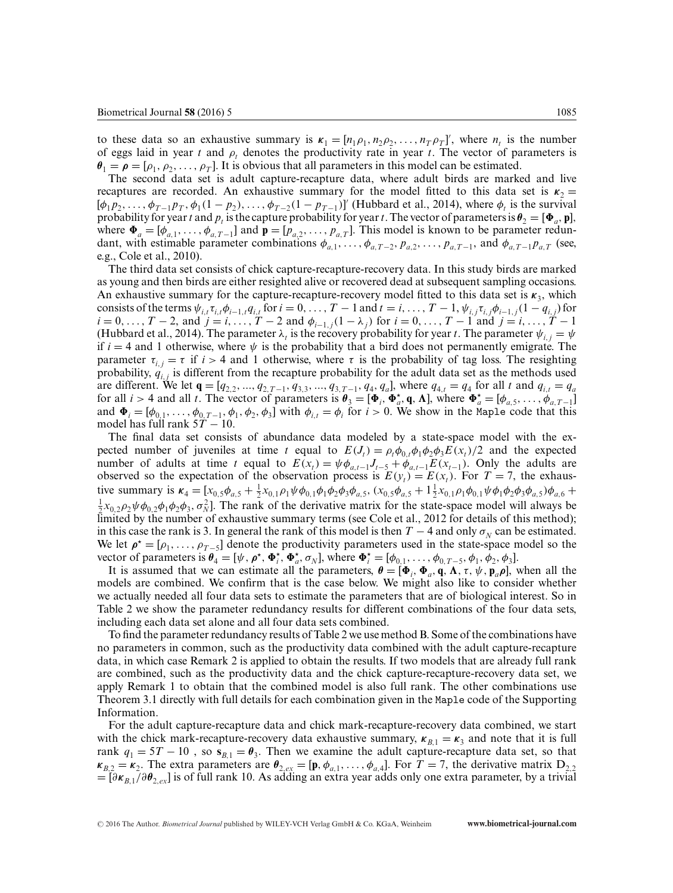to these data so an exhaustive summary is $\boldsymbol{\kappa}_1 = [n_1\rho_1, n_2\rho_2, \ldots, n_T\rho_T]'$, where $n_t$ is the number of eggs laid in year $t$ and $\rho_t$ denotes the productivity rate in year $t$. The vector of parameters is $\boldsymbol{\theta}_1 = \boldsymbol{\rho} = [\rho_1, \rho_2, \ldots, \rho_T]$. It is obvious that all parameters in this model can be estimated.

The second data set is adult capture-recapture data, where adult birds are marked and live recaptures are recorded. An exhaustive summary for the model fitted to this data set is $\boldsymbol{\kappa}_2 = [\phi_1 p_2, \ldots, \phi_{T-1}p_T, \phi_1(1-p_2), \ldots, \phi_{T-2}(1-p_{T-1})]'$ (Hubbard et al., 2014), where $\phi_t$ is the survival probability for year $t$ and $p_t$ is the capture probability for year $t$. The vector of parameters is $\boldsymbol{\theta}_2 = [\boldsymbol{\Phi}_a, \mathbf{p}]$, where $\boldsymbol{\Phi}_a = [\phi_{a,1}, \ldots, \phi_{a,T-1}]$ and $\mathbf{p} = [p_{a,2}, \ldots, p_{a,T}]$. This model is known to be parameter redundant, with estimable parameter combinations $\phi_{a,1}, \ldots, \phi_{a,T-2}, p_{a,2}, \ldots, p_{a,T-1}$, and $\phi_{a,T-1}p_{a,T}$ (see, e.g., Cole et al., 2010).

The third data set consists of chick capture-recapture-recovery data. In this study birds are marked as young and then birds are either resighted alive or recovered dead at subsequent sampling occasions. An exhaustive summary for the capture-recapture-recovery model fitted to this data set is $\boldsymbol{\kappa}_3$, which consists of the terms $\psi_{i,t}\tau_{i,t}\phi_{i-1,t}q_{i,t}$ for $i = 0, \ldots, T-1$ and $t = i, \ldots, T-1$, $\psi_{i,j}\tau_{i,j}\phi_{i-1,j}(1-q_{i,j})$ for $i = 0, \ldots, T-2$, and $j = i, \ldots, T-2$ and $\phi_{i-1,j}(1-\lambda_j)$ for $i = 0, \ldots, T-1$ and $j = i, \ldots, T-1$ (Hubbard et al., 2014). The parameter $\lambda_t$ is the recovery probability for year $t$. The parameter $\psi_{i,j} = \psi$ if $i = 4$ and 1 otherwise, where $\psi$ is the probability that a bird does not permanently emigrate. The parameter $\tau_{i,j} = \tau$ if $i > 4$ and 1 otherwise, where $\tau$ is the probability of tag loss. The resighting probability, $q_{i,j}$ is different from the recapture probability for the adult data set as the methods used are different. We let $\mathbf{q} = [q_{2,2}, ..., q_{2,T-1}, q_{3,3}, ..., q_{3,T-1}, q_4, q_a]$, where $q_{4,t} = q_4$ for all $t$ and $q_{i,t} = q_a$ for all $i > 4$ and all $t$. The vector of parameters is $\boldsymbol{\theta}_3 = [\boldsymbol{\Phi}_i, \boldsymbol{\Phi}_a^{\star}, \mathbf{q}, \boldsymbol{\Lambda}]$, where $\boldsymbol{\Phi}_a^{\star} = [\phi_{a,5}, \ldots, \phi_{a,T-1}]$ and $\boldsymbol{\Phi}_i = [\phi_{0,1}, \ldots, \phi_{0,T-1}, \phi_1, \phi_2, \phi_3]$ with $\phi_{i,t} = \phi_i$ for $i > 0$. We show in the Maple code that this model has full rank $5T - 10$.

The final data set consists of abundance data modeled by a state-space model with the expected number of juveniles at time $t$ equal to $E(J_t) = \rho_t\phi_{0,t}\phi_1\phi_2\phi_3 E(x_t)/2$ and the expected number of adults at time $t$ equal to $E(x_t) = \psi\phi_{a,t-1}J_{t-5} + \phi_{a,t-1}E(x_{t-1})$. Only the adults are observed so the expectation of the observation process is $E(y_t) = E(x_t)$. For $T = 7$, the exhaustive summary is $\boldsymbol{\kappa}_4 = [x_{0,5}\phi_{a,5} + \frac{1}{2}x_{0,1}\rho_1\psi\phi_{0,1}\phi_1\phi_2\phi_3\phi_{a,5},\ (x_{0,5}\phi_{a,5} + 1\frac{1}{2}x_{0,1}\rho_1\phi_{0,1}\psi\phi_1\phi_2\phi_3\phi_{a,5})\phi_{a,6} + \frac{1}{2}x_{0,2}\rho_2\psi\phi_{0,2}\phi_1\phi_2\phi_3,\ \sigma_N^2]$. The rank of the derivative matrix for the state-space model will always be limited by the number of exhaustive summary terms (see Cole et al., 2012 for details of this method); in this case the rank is 3. In general the rank of this model is then $T - 4$ and only $\sigma_N$ can be estimated. We let $\boldsymbol{\rho}^{\star} = [\rho_1, \ldots, \rho_{T-5}]$ denote the productivity parameters used in the state-space model so the vector of parameters is $\boldsymbol{\theta}_4 = [\psi, \boldsymbol{\rho}^{\star}, \boldsymbol{\Phi}_i^{\star}, \boldsymbol{\Phi}_a^{\star}, \sigma_N]$, where $\boldsymbol{\Phi}_i^{\star} = [\phi_{0,1}, \ldots, \phi_{0,T-5}, \phi_1, \phi_2, \phi_3]$.

It is assumed that we can estimate all the parameters, $\boldsymbol{\theta} = [\boldsymbol{\Phi}_i, \boldsymbol{\Phi}_a, \mathbf{q}, \boldsymbol{\Lambda}, \tau, \psi, \mathbf{p}_a\boldsymbol{\rho}]$, when all the models are combined. We confirm that is the case below. We might also like to consider whether we actually needed all four data sets to estimate the parameters that are of biological interest. So in Table 2 we show the parameter redundancy results for different combinations of the four data sets, including each data set alone and all four data sets combined.

To find the parameter redundancy results of Table 2 we use method B. Some of the combinations have no parameters in common, such as the productivity data combined with the adult capture-recapture data, in which case Remark 2 is applied to obtain the results. If two models that are already full rank are combined, such as the productivity data and the chick capture-recapture-recovery data set, we apply Remark 1 to obtain that the combined model is also full rank. The other combinations use Theorem 3.1 directly with full details for each combination given in the Maple code of the Supporting Information.

For the adult capture-recapture data and chick mark-recapture-recovery data combined, we start with the chick mark-recapture-recovery data exhaustive summary, $\boldsymbol{\kappa}_{B,1} = \boldsymbol{\kappa}_3$ and note that it is full rank $q_1 = 5T - 10$ , so $\mathbf{s}_{B,1} = \boldsymbol{\theta}_3$. Then we examine the adult capture-recapture data set, so that $\boldsymbol{\kappa}_{B,2} = \boldsymbol{\kappa}_2$. The extra parameters are $\boldsymbol{\theta}_{2,ex} = [\mathbf{p}, \phi_{a,1}, \ldots, \phi_{a,4}]$. For $T = 7$, the derivative matrix $\mathbf{D}_{2,2} = [\partial\boldsymbol{\kappa}_{B,1}/\partial\boldsymbol{\theta}_{2,ex}]$ is of full rank 10. As adding an extra year adds only one extra parameter, by a trivial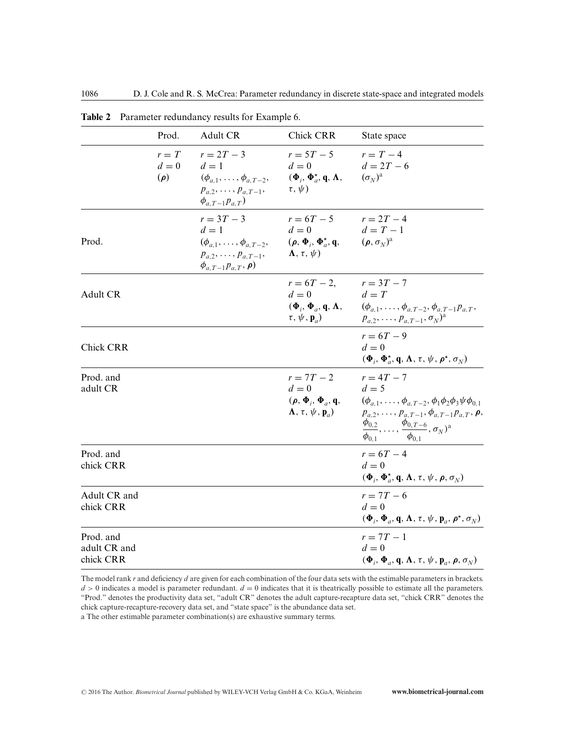**Table 2** Parameter redundancy results for Example 6.

| | Prod. | Adult CR | Chick CRR | State space |
|---|---|---|---|---|
| | $r = T$ <br> $d = 0$ <br> $(\boldsymbol{\rho})$ | $r = 2T - 3$ <br> $d = 1$ <br> $(\phi_{a,1}, \ldots, \phi_{a,T-2}, p_{a,2}, \ldots, p_{a,T-1}, \phi_{a,T-1}p_{a,T})$ | $r = 5T - 5$ <br> $d = 0$ <br> $(\boldsymbol{\Phi}_i, \boldsymbol{\Phi}_a^{\star}, \mathbf{q}, \boldsymbol{\Lambda}, \tau, \psi)$ | $r = T - 4$ <br> $d = 2T - 6$ <br> $(\sigma_N)$[a] |
| Prod. | | $r = 3T - 3$ <br> $d = 1$ <br> $(\phi_{a,1}, \ldots, \phi_{a,T-2}, p_{a,2}, \ldots, p_{a,T-1}, \phi_{a,T-1}p_{a,T}, \boldsymbol{\rho})$ | $r = 6T - 5$ <br> $d = 0$ <br> $(\boldsymbol{\rho}, \boldsymbol{\Phi}_i, \boldsymbol{\Phi}_a^{\star}, \mathbf{q}, \boldsymbol{\Lambda}, \tau, \psi)$ | $r = 2T - 4$ <br> $d = T - 1$ <br> $(\boldsymbol{\rho}, \sigma_N)$[a] |
| Adult CR | | | $r = 6T - 2,$ <br> $d = 0$ <br> $(\boldsymbol{\Phi}_i, \boldsymbol{\Phi}_a, \mathbf{q}, \boldsymbol{\Lambda}, \tau, \psi, \mathbf{p}_a)$ | $r = 3T - 7$ <br> $d = T$ <br> $(\phi_{a,1}, \ldots, \phi_{a,T-2}, \phi_{a,T-1}p_{a,T}, p_{a,2}, \ldots, p_{a,T-1}, \sigma_N)$[a] |
| Chick CRR | | | | $r = 6T - 9$ <br> $d = 0$ <br> $(\boldsymbol{\Phi}_i, \boldsymbol{\Phi}_a^{\star}, \mathbf{q}, \boldsymbol{\Lambda}, \tau, \psi, \boldsymbol{\rho}^{\star}, \sigma_N)$ |
| Prod. and adult CR | | | $r = 7T - 2$ <br> $d = 0$ <br> $(\boldsymbol{\rho}, \boldsymbol{\Phi}_i, \boldsymbol{\Phi}_a, \mathbf{q}, \boldsymbol{\Lambda}, \tau, \psi, \mathbf{p}_a)$ | $r = 4T - 7$ <br> $d = 5$ <br> $(\phi_{a,1}, \ldots, \phi_{a,T-2}, \phi_1\phi_2\phi_3\psi\phi_{0,1}$ $p_{a,2}, \ldots, p_{a,T-1}, \phi_{a,T-1}p_{a,T}, \boldsymbol{\rho}, \frac{\phi_{0,2}}{\phi_{0,1}}, \ldots, \frac{\phi_{0,T-6}}{\phi_{0,1}}, \sigma_N)$[a] |
| Prod. and chick CRR | | | | $r = 6T - 4$ <br> $d = 0$ <br> $(\boldsymbol{\Phi}_i, \boldsymbol{\Phi}_a^{\star}, \mathbf{q}, \boldsymbol{\Lambda}, \tau, \psi, \boldsymbol{\rho}, \sigma_N)$ |
| Adult CR and chick CRR | | | | $r = 7T - 6$ <br> $d = 0$ <br> $(\boldsymbol{\Phi}_i, \boldsymbol{\Phi}_a, \mathbf{q}, \boldsymbol{\Lambda}, \tau, \psi, \mathbf{p}_a, \boldsymbol{\rho}^{\star}, \sigma_N)$ |
| Prod. and adult CR and chick CRR | | | | $r = 7T - 1$ <br> $d = 0$ <br> $(\boldsymbol{\Phi}_i, \boldsymbol{\Phi}_a, \mathbf{q}, \boldsymbol{\Lambda}, \tau, \psi, \mathbf{p}_a, \boldsymbol{\rho}, \sigma_N)$ |

The model rank $r$ and deficiency $d$ are given for each combination of the four data sets with the estimable parameters in brackets. $d > 0$ indicates a model is parameter redundant. $d = 0$ indicates that it is theatrically possible to estimate all the parameters. "Prod." denotes the productivity data set, "adult CR" denotes the adult capture-recapture data set, "chick CRR" denotes the chick capture-recapture-recovery data set, and "state space" is the abundance data set.

a The other estimable parameter combination(s) are exhaustive summary terms.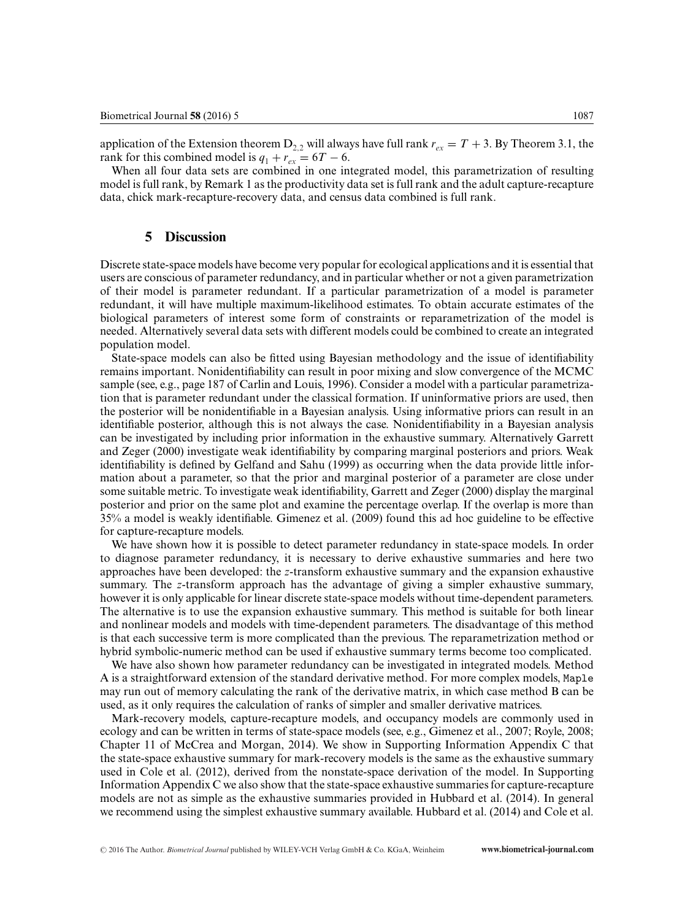application of the Extension theorem $D_{2,2}$ will always have full rank $r_{ex} = T + 3$. By Theorem 3.1, the rank for this combined model is $q_1 + r_{ex} = 6T - 6$.

When all four data sets are combined in one integrated model, this parametrization of resulting model is full rank, by Remark 1 as the productivity data set is full rank and the adult capture-recapture data, chick mark-recapture-recovery data, and census data combined is full rank.

## 5 Discussion

Discrete state-space models have become very popular for ecological applications and it is essential that users are conscious of parameter redundancy, and in particular whether or not a given parametrization of their model is parameter redundant. If a particular parametrization of a model is parameter redundant, it will have multiple maximum-likelihood estimates. To obtain accurate estimates of the biological parameters of interest some form of constraints or reparametrization of the model is needed. Alternatively several data sets with different models could be combined to create an integrated population model.

State-space models can also be fitted using Bayesian methodology and the issue of identifiability remains important. Nonidentifiability can result in poor mixing and slow convergence of the MCMC sample (see, e.g., page 187 of Carlin and Louis, 1996). Consider a model with a particular parametrization that is parameter redundant under the classical formation. If uninformative priors are used, then the posterior will be nonidentifiable in a Bayesian analysis. Using informative priors can result in an identifiable posterior, although this is not always the case. Nonidentifiability in a Bayesian analysis can be investigated by including prior information in the exhaustive summary. Alternatively Garrett and Zeger (2000) investigate weak identifiability by comparing marginal posteriors and priors. Weak identifiability is defined by Gelfand and Sahu (1999) as occurring when the data provide little information about a parameter, so that the prior and marginal posterior of a parameter are close under some suitable metric. To investigate weak identifiability, Garrett and Zeger (2000) display the marginal posterior and prior on the same plot and examine the percentage overlap. If the overlap is more than 35% a model is weakly identifiable. Gimenez et al. (2009) found this ad hoc guideline to be effective for capture-recapture models.

We have shown how it is possible to detect parameter redundancy in state-space models. In order to diagnose parameter redundancy, it is necessary to derive exhaustive summaries and here two approaches have been developed: the $z$-transform exhaustive summary and the expansion exhaustive summary. The $z$-transform approach has the advantage of giving a simpler exhaustive summary, however it is only applicable for linear discrete state-space models without time-dependent parameters. The alternative is to use the expansion exhaustive summary. This method is suitable for both linear and nonlinear models and models with time-dependent parameters. The disadvantage of this method is that each successive term is more complicated than the previous. The reparametrization method or hybrid symbolic-numeric method can be used if exhaustive summary terms become too complicated.

We have also shown how parameter redundancy can be investigated in integrated models. Method A is a straightforward extension of the standard derivative method. For more complex models, `Maple` may run out of memory calculating the rank of the derivative matrix, in which case method B can be used, as it only requires the calculation of ranks of simpler and smaller derivative matrices.

Mark-recovery models, capture-recapture models, and occupancy models are commonly used in ecology and can be written in terms of state-space models (see, e.g., Gimenez et al., 2007; Royle, 2008; Chapter 11 of McCrea and Morgan, 2014). We show in Supporting Information Appendix C that the state-space exhaustive summary for mark-recovery models is the same as the exhaustive summary used in Cole et al. (2012), derived from the nonstate-space derivation of the model. In Supporting Information Appendix C we also show that the state-space exhaustive summaries for capture-recapture models are not as simple as the exhaustive summaries provided in Hubbard et al. (2014). In general we recommend using the simplest exhaustive summary available. Hubbard et al. (2014) and Cole et al.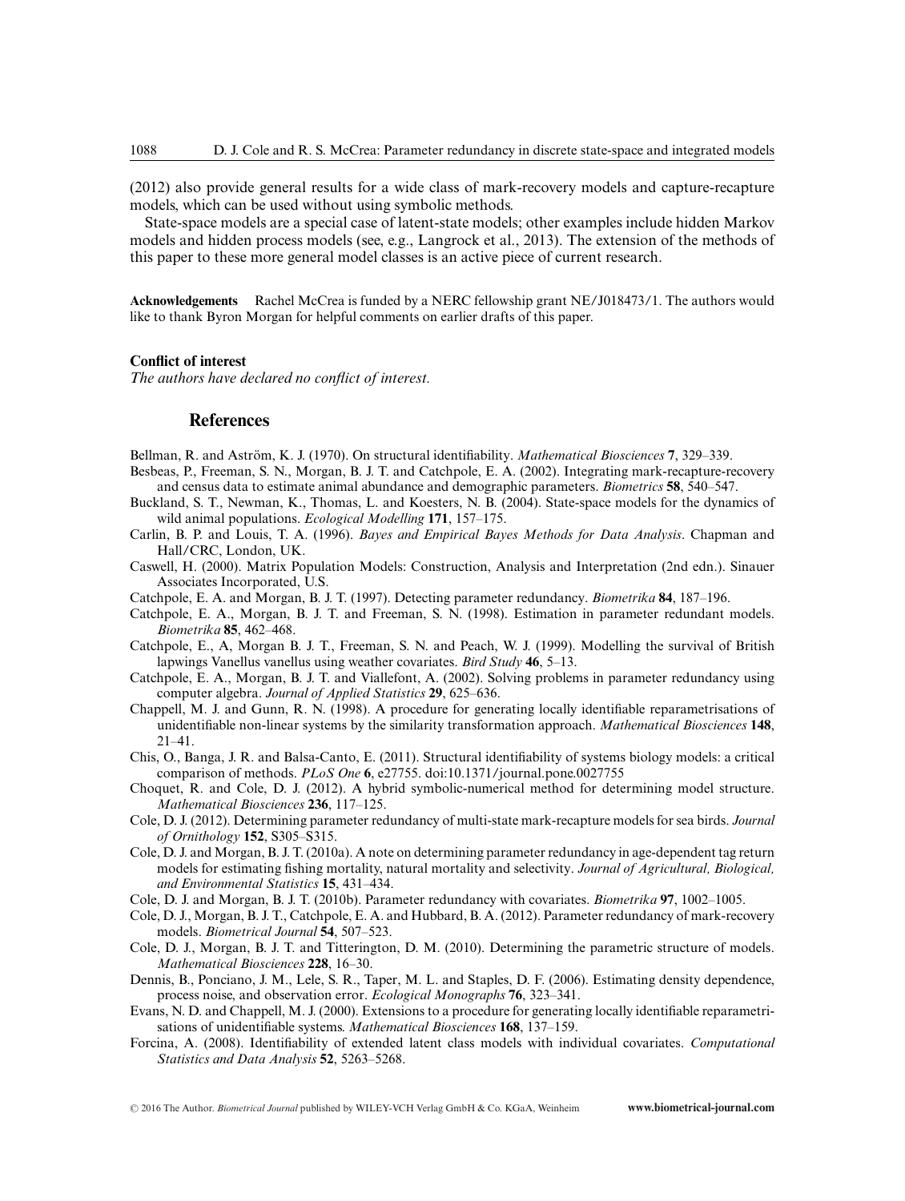(2012) also provide general results for a wide class of mark-recovery models and capture-recapture models, which can be used without using symbolic methods.

State-space models are a special case of latent-state models; other examples include hidden Markov models and hidden process models (see, e.g., Langrock et al., 2013). The extension of the methods of this paper to these more general model classes is an active piece of current research.

**Acknowledgements** Rachel McCrea is funded by a NERC fellowship grant NE/J018473/1. The authors would like to thank Byron Morgan for helpful comments on earlier drafts of this paper.

**Conflict of interest**

*The authors have declared no conflict of interest.*

## References

Bellman, R. and Aström, K. J. (1970). On structural identifiability. *Mathematical Biosciences* **7**, 329–339.

Besbeas, P., Freeman, S. N., Morgan, B. J. T. and Catchpole, E. A. (2002). Integrating mark-recapture-recovery and census data to estimate animal abundance and demographic parameters. *Biometrics* **58**, 540–547.

Buckland, S. T., Newman, K., Thomas, L. and Koesters, N. B. (2004). State-space models for the dynamics of wild animal populations. *Ecological Modelling* **171**, 157–175.

Carlin, B. P. and Louis, T. A. (1996). *Bayes and Empirical Bayes Methods for Data Analysis*. Chapman and Hall/CRC, London, UK.

Caswell, H. (2000). Matrix Population Models: Construction, Analysis and Interpretation (2nd edn.). Sinauer Associates Incorporated, U.S.

Catchpole, E. A. and Morgan, B. J. T. (1997). Detecting parameter redundancy. *Biometrika* **84**, 187–196.

Catchpole, E. A., Morgan, B. J. T. and Freeman, S. N. (1998). Estimation in parameter redundant models. *Biometrika* **85**, 462–468.

Catchpole, E., A, Morgan B. J. T., Freeman, S. N. and Peach, W. J. (1999). Modelling the survival of British lapwings Vanellus vanellus using weather covariates. *Bird Study* **46**, 5–13.

Catchpole, E. A., Morgan, B. J. T. and Viallefont, A. (2002). Solving problems in parameter redundancy using computer algebra. *Journal of Applied Statistics* **29**, 625–636.

Chappell, M. J. and Gunn, R. N. (1998). A procedure for generating locally identifiable reparametrisations of unidentifiable non-linear systems by the similarity transformation approach. *Mathematical Biosciences* **148**, 21–41.

Chis, O., Banga, J. R. and Balsa-Canto, E. (2011). Structural identifiability of systems biology models: a critical comparison of methods. *PLoS One* **6**, e27755. doi:10.1371/journal.pone.0027755

Choquet, R. and Cole, D. J. (2012). A hybrid symbolic-numerical method for determining model structure. *Mathematical Biosciences* **236**, 117–125.

Cole, D. J. (2012). Determining parameter redundancy of multi-state mark-recapture models for sea birds. *Journal of Ornithology* **152**, S305–S315.

Cole, D. J. and Morgan, B. J. T. (2010a). A note on determining parameter redundancy in age-dependent tag return models for estimating fishing mortality, natural mortality and selectivity. *Journal of Agricultural, Biological, and Environmental Statistics* **15**, 431–434.

Cole, D. J. and Morgan, B. J. T. (2010b). Parameter redundancy with covariates. *Biometrika* **97**, 1002–1005.

Cole, D. J., Morgan, B. J. T., Catchpole, E. A. and Hubbard, B. A. (2012). Parameter redundancy of mark-recovery models. *Biometrical Journal* **54**, 507–523.

Cole, D. J., Morgan, B. J. T. and Titterington, D. M. (2010). Determining the parametric structure of models. *Mathematical Biosciences* **228**, 16–30.

Dennis, B., Ponciano, J. M., Lele, S. R., Taper, M. L. and Staples, D. F. (2006). Estimating density dependence, process noise, and observation error. *Ecological Monographs* **76**, 323–341.

Evans, N. D. and Chappell, M. J. (2000). Extensions to a procedure for generating locally identifiable reparametrisations of unidentifiable systems. *Mathematical Biosciences* **168**, 137–159.

Forcina, A. (2008). Identifiability of extended latent class models with individual covariates. *Computational Statistics and Data Analysis* **52**, 5263–5268.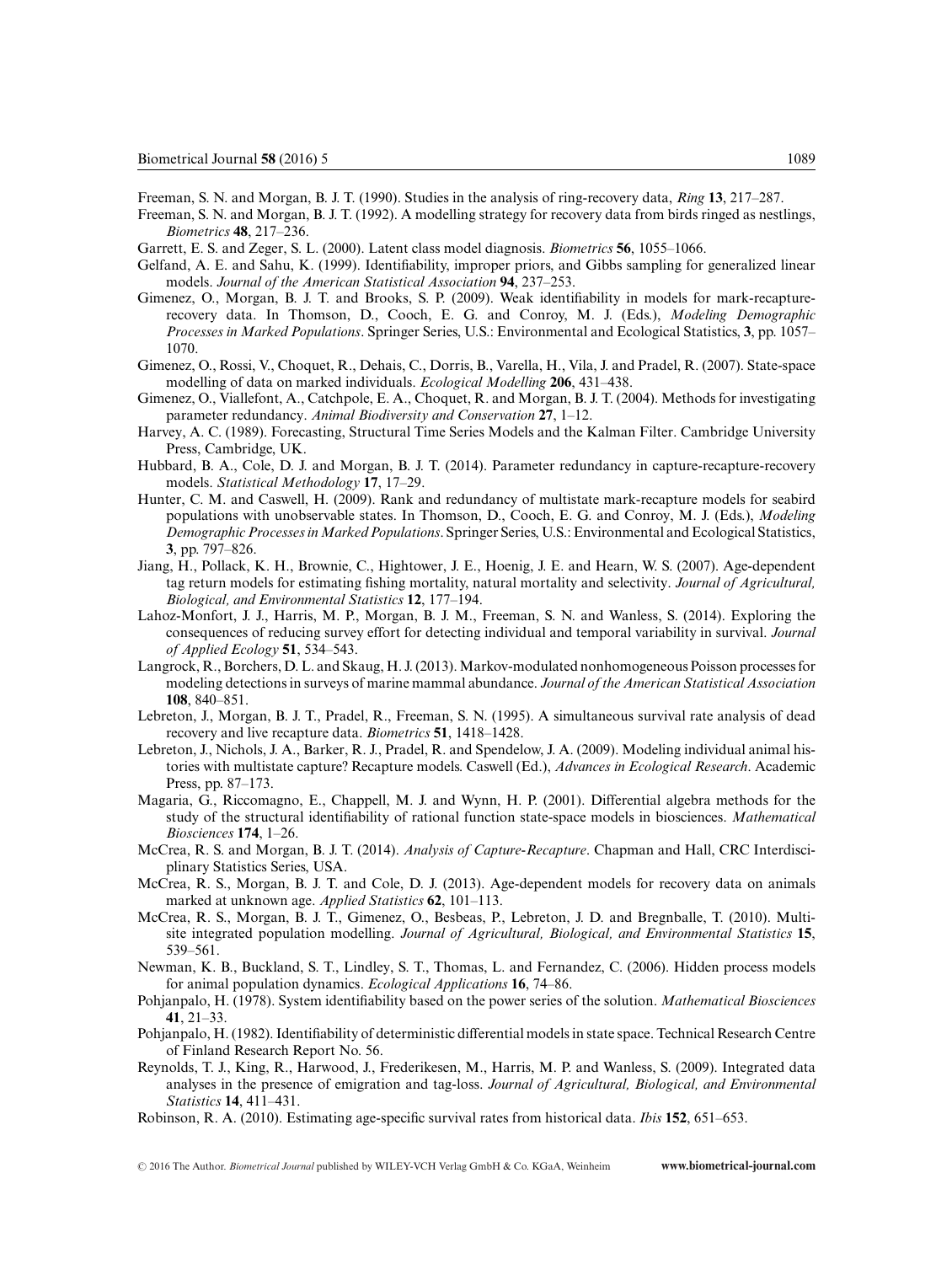Freeman, S. N. and Morgan, B. J. T. (1990). Studies in the analysis of ring-recovery data, *Ring* **13**, 217–287.

Freeman, S. N. and Morgan, B. J. T. (1992). A modelling strategy for recovery data from birds ringed as nestlings, *Biometrics* **48**, 217–236.

Garrett, E. S. and Zeger, S. L. (2000). Latent class model diagnosis. *Biometrics* **56**, 1055–1066.

Gelfand, A. E. and Sahu, K. (1999). Identifiability, improper priors, and Gibbs sampling for generalized linear models. *Journal of the American Statistical Association* **94**, 237–253.

Gimenez, O., Morgan, B. J. T. and Brooks, S. P. (2009). Weak identifiability in models for mark-recapture-recovery data. In Thomson, D., Cooch, E. G. and Conroy, M. J. (Eds.), *Modeling Demographic Processes in Marked Populations*. Springer Series, U.S.: Environmental and Ecological Statistics, **3**, pp. 1057–1070.

Gimenez, O., Rossi, V., Choquet, R., Dehais, C., Dorris, B., Varella, H., Vila, J. and Pradel, R. (2007). State-space modelling of data on marked individuals. *Ecological Modelling* **206**, 431–438.

Gimenez, O., Viallefont, A., Catchpole, E. A., Choquet, R. and Morgan, B. J. T. (2004). Methods for investigating parameter redundancy. *Animal Biodiversity and Conservation* **27**, 1–12.

Harvey, A. C. (1989). Forecasting, Structural Time Series Models and the Kalman Filter. Cambridge University Press, Cambridge, UK.

Hubbard, B. A., Cole, D. J. and Morgan, B. J. T. (2014). Parameter redundancy in capture-recapture-recovery models. *Statistical Methodology* **17**, 17–29.

Hunter, C. M. and Caswell, H. (2009). Rank and redundancy of multistate mark-recapture models for seabird populations with unobservable states. In Thomson, D., Cooch, E. G. and Conroy, M. J. (Eds.), *Modeling Demographic Processes in Marked Populations*. Springer Series, U.S.: Environmental and Ecological Statistics, **3**, pp. 797–826.

Jiang, H., Pollack, K. H., Brownie, C., Hightower, J. E., Hoenig, J. E. and Hearn, W. S. (2007). Age-dependent tag return models for estimating fishing mortality, natural mortality and selectivity. *Journal of Agricultural, Biological, and Environmental Statistics* **12**, 177–194.

Lahoz-Monfort, J. J., Harris, M. P., Morgan, B. J. M., Freeman, S. N. and Wanless, S. (2014). Exploring the consequences of reducing survey effort for detecting individual and temporal variability in survival. *Journal of Applied Ecology* **51**, 534–543.

Langrock, R., Borchers, D. L. and Skaug, H. J. (2013). Markov-modulated nonhomogeneous Poisson processes for modeling detections in surveys of marine mammal abundance. *Journal of the American Statistical Association* **108**, 840–851.

Lebreton, J., Morgan, B. J. T., Pradel, R., Freeman, S. N. (1995). A simultaneous survival rate analysis of dead recovery and live recapture data. *Biometrics* **51**, 1418–1428.

Lebreton, J., Nichols, J. A., Barker, R. J., Pradel, R. and Spendelow, J. A. (2009). Modeling individual animal histories with multistate capture? Recapture models. Caswell (Ed.), *Advances in Ecological Research*. Academic Press, pp. 87–173.

Magaria, G., Riccomagno, E., Chappell, M. J. and Wynn, H. P. (2001). Differential algebra methods for the study of the structural identifiability of rational function state-space models in biosciences. *Mathematical Biosciences* **174**, 1–26.

McCrea, R. S. and Morgan, B. J. T. (2014). *Analysis of Capture-Recapture*. Chapman and Hall, CRC Interdisciplinary Statistics Series, USA.

McCrea, R. S., Morgan, B. J. T. and Cole, D. J. (2013). Age-dependent models for recovery data on animals marked at unknown age. *Applied Statistics* **62**, 101–113.

McCrea, R. S., Morgan, B. J. T., Gimenez, O., Besbeas, P., Lebreton, J. D. and Bregnballe, T. (2010). Multi-site integrated population modelling. *Journal of Agricultural, Biological, and Environmental Statistics* **15**, 539–561.

Newman, K. B., Buckland, S. T., Lindley, S. T., Thomas, L. and Fernandez, C. (2006). Hidden process models for animal population dynamics. *Ecological Applications* **16**, 74–86.

Pohjanpalo, H. (1978). System identifiability based on the power series of the solution. *Mathematical Biosciences* **41**, 21–33.

Pohjanpalo, H. (1982). Identifiability of deterministic differential models in state space. Technical Research Centre of Finland Research Report No. 56.

Reynolds, T. J., King, R., Harwood, J., Frederikesen, M., Harris, M. P. and Wanless, S. (2009). Integrated data analyses in the presence of emigration and tag-loss. *Journal of Agricultural, Biological, and Environmental Statistics* **14**, 411–431.

Robinson, R. A. (2010). Estimating age-specific survival rates from historical data. *Ibis* **152**, 651–653.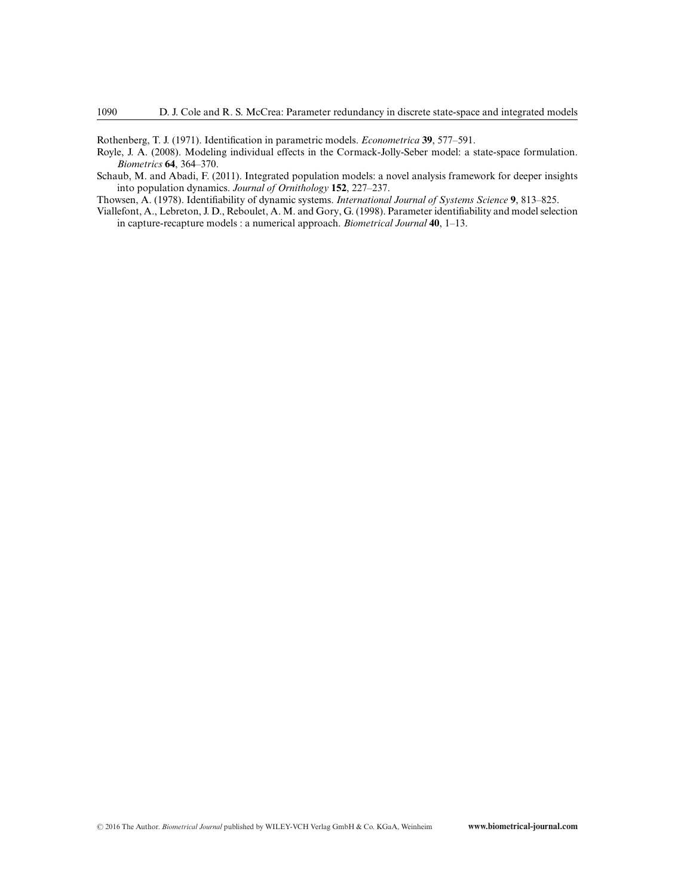Rothenberg, T. J. (1971). Identification in parametric models. *Econometrica* **39**, 577–591.

Royle, J. A. (2008). Modeling individual effects in the Cormack-Jolly-Seber model: a state-space formulation. *Biometrics* **64**, 364–370.

Schaub, M. and Abadi, F. (2011). Integrated population models: a novel analysis framework for deeper insights into population dynamics. *Journal of Ornithology* **152**, 227–237.

Thowsen, A. (1978). Identifiability of dynamic systems. *International Journal of Systems Science* **9**, 813–825.

Viallefont, A., Lebreton, J. D., Reboulet, A. M. and Gory, G. (1998). Parameter identifiability and model selection in capture-recapture models : a numerical approach. *Biometrical Journal* **40**, 1–13.